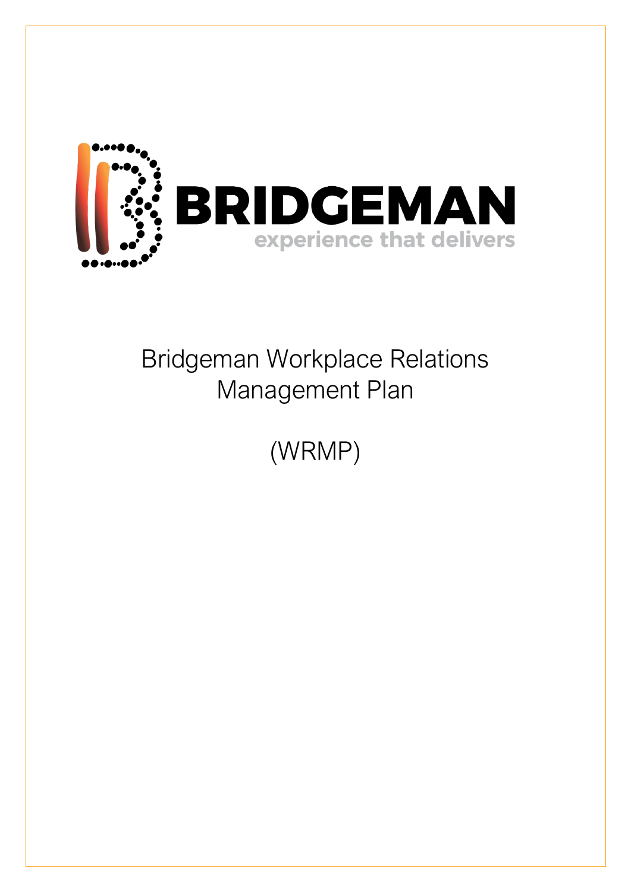BRIDGEMAN

experience that delivers

# Bridgeman Workplace Relations Management Plan

# (WRMP)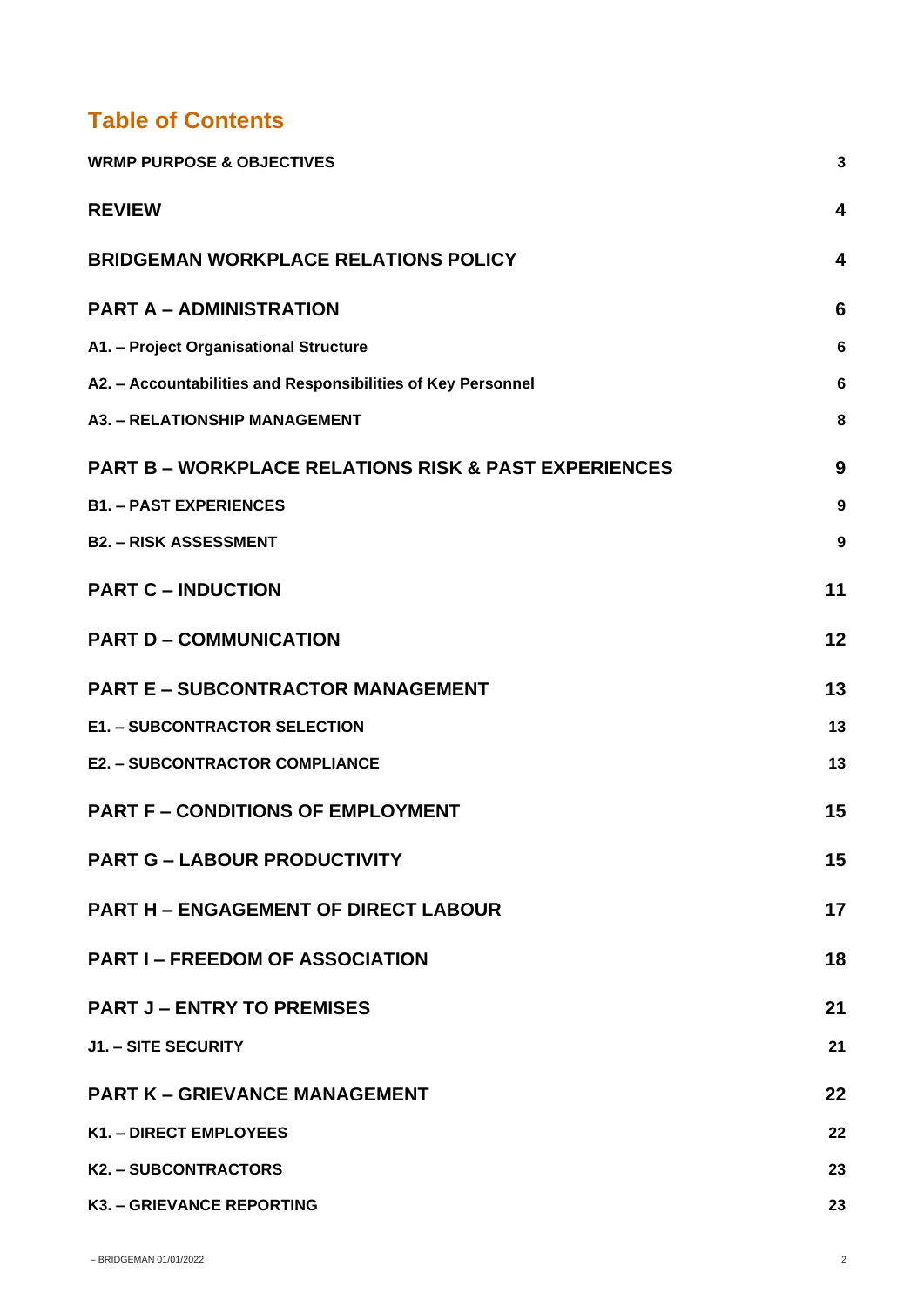## Table of Contents

| | |
|---|---|
| **WRMP PURPOSE & OBJECTIVES** | **3** |
| **REVIEW** | **4** |
| **BRIDGEMAN WORKPLACE RELATIONS POLICY** | **4** |
| **PART A – ADMINISTRATION** | **6** |
| **A1. – Project Organisational Structure** | **6** |
| **A2. – Accountabilities and Responsibilities of Key Personnel** | **6** |
| **A3. – RELATIONSHIP MANAGEMENT** | **8** |
| **PART B – WORKPLACE RELATIONS RISK & PAST EXPERIENCES** | **9** |
| **B1. – PAST EXPERIENCES** | **9** |
| **B2. – RISK ASSESSMENT** | **9** |
| **PART C – INDUCTION** | **11** |
| **PART D – COMMUNICATION** | **12** |
| **PART E – SUBCONTRACTOR MANAGEMENT** | **13** |
| **E1. – SUBCONTRACTOR SELECTION** | **13** |
| **E2. – SUBCONTRACTOR COMPLIANCE** | **13** |
| **PART F – CONDITIONS OF EMPLOYMENT** | **15** |
| **PART G – LABOUR PRODUCTIVITY** | **15** |
| **PART H – ENGAGEMENT OF DIRECT LABOUR** | **17** |
| **PART I – FREEDOM OF ASSOCIATION** | **18** |
| **PART J – ENTRY TO PREMISES** | **21** |
| **J1. – SITE SECURITY** | **21** |
| **PART K – GRIEVANCE MANAGEMENT** | **22** |
| **K1. – DIRECT EMPLOYEES** | **22** |
| **K2. – SUBCONTRACTORS** | **23** |
| **K3. – GRIEVANCE REPORTING** | **23** |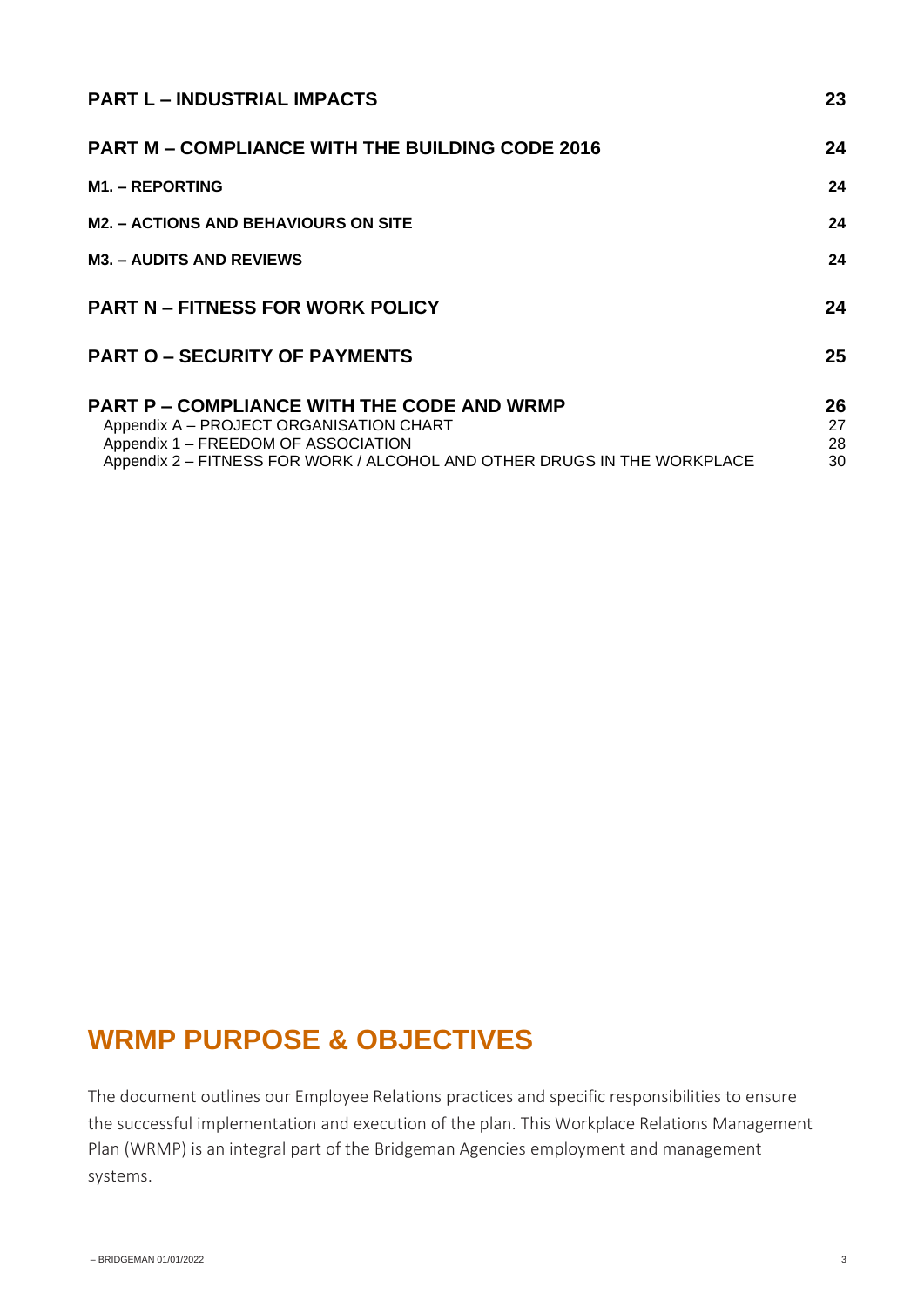| | |
|---|---|
| **PART L – INDUSTRIAL IMPACTS** | **23** |
| **PART M – COMPLIANCE WITH THE BUILDING CODE 2016** | **24** |
| **M1. – REPORTING** | **24** |
| **M2. – ACTIONS AND BEHAVIOURS ON SITE** | **24** |
| **M3. – AUDITS AND REVIEWS** | **24** |
| **PART N – FITNESS FOR WORK POLICY** | **24** |
| **PART O – SECURITY OF PAYMENTS** | **25** |
| **PART P – COMPLIANCE WITH THE CODE AND WRMP** | **26** |
| Appendix A – PROJECT ORGANISATION CHART | 27 |
| Appendix 1 – FREEDOM OF ASSOCIATION | 28 |
| Appendix 2 – FITNESS FOR WORK / ALCOHOL AND OTHER DRUGS IN THE WORKPLACE | 30 |

# WRMP PURPOSE & OBJECTIVES

The document outlines our Employee Relations practices and specific responsibilities to ensure the successful implementation and execution of the plan. This Workplace Relations Management Plan (WRMP) is an integral part of the Bridgeman Agencies employment and management systems.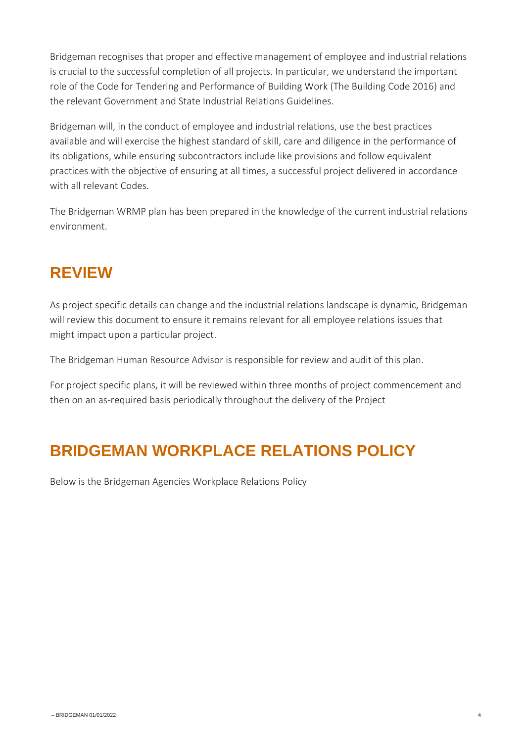Bridgeman recognises that proper and effective management of employee and industrial relations is crucial to the successful completion of all projects. In particular, we understand the important role of the Code for Tendering and Performance of Building Work (The Building Code 2016) and the relevant Government and State Industrial Relations Guidelines.

Bridgeman will, in the conduct of employee and industrial relations, use the best practices available and will exercise the highest standard of skill, care and diligence in the performance of its obligations, while ensuring subcontractors include like provisions and follow equivalent practices with the objective of ensuring at all times, a successful project delivered in accordance with all relevant Codes.

The Bridgeman WRMP plan has been prepared in the knowledge of the current industrial relations environment.

## REVIEW

As project specific details can change and the industrial relations landscape is dynamic, Bridgeman will review this document to ensure it remains relevant for all employee relations issues that might impact upon a particular project.

The Bridgeman Human Resource Advisor is responsible for review and audit of this plan.

For project specific plans, it will be reviewed within three months of project commencement and then on an as-required basis periodically throughout the delivery of the Project

## BRIDGEMAN WORKPLACE RELATIONS POLICY

Below is the Bridgeman Agencies Workplace Relations Policy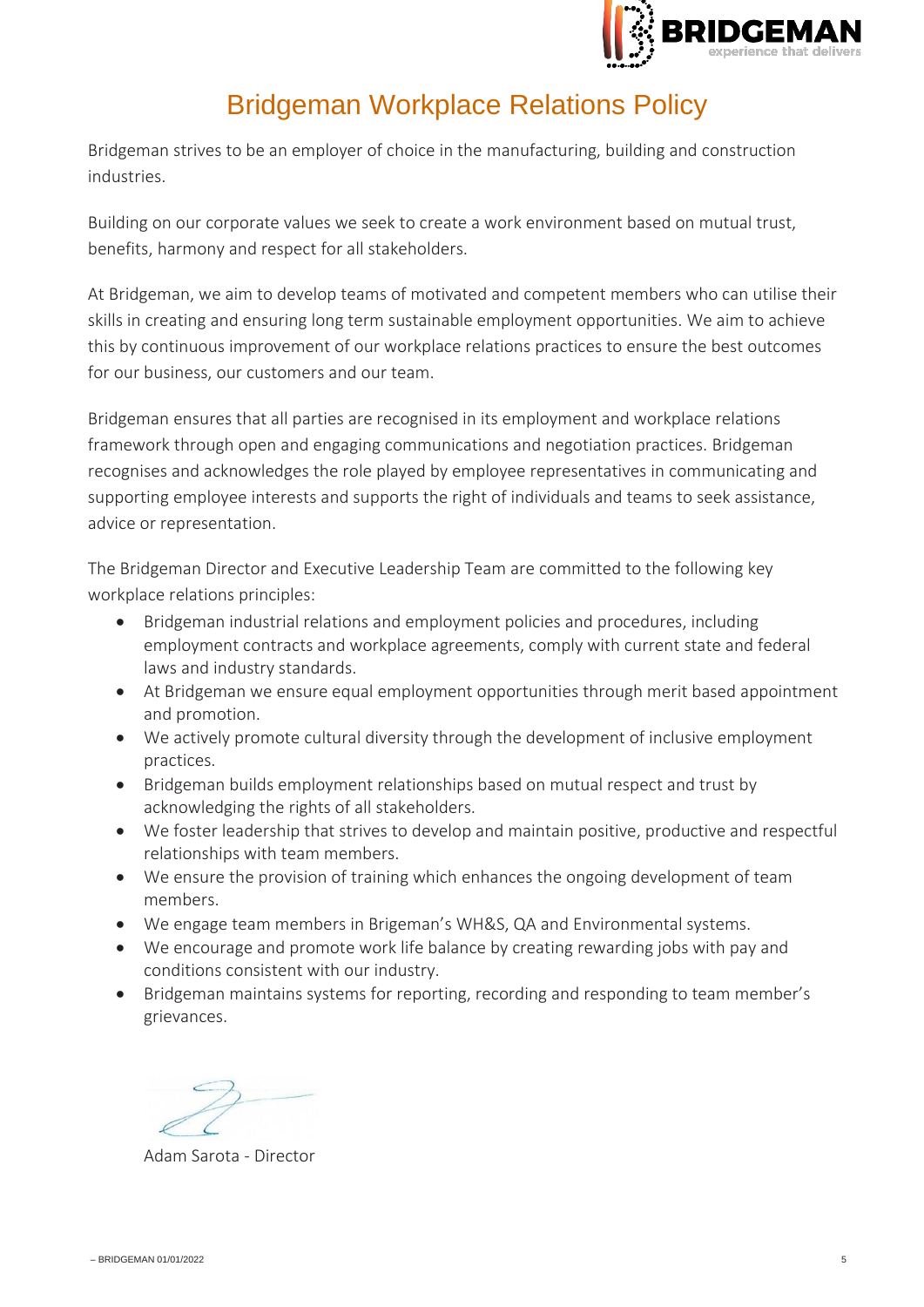# Bridgeman Workplace Relations Policy

Bridgeman strives to be an employer of choice in the manufacturing, building and construction industries.

Building on our corporate values we seek to create a work environment based on mutual trust, benefits, harmony and respect for all stakeholders.

At Bridgeman, we aim to develop teams of motivated and competent members who can utilise their skills in creating and ensuring long term sustainable employment opportunities. We aim to achieve this by continuous improvement of our workplace relations practices to ensure the best outcomes for our business, our customers and our team.

Bridgeman ensures that all parties are recognised in its employment and workplace relations framework through open and engaging communications and negotiation practices. Bridgeman recognises and acknowledges the role played by employee representatives in communicating and supporting employee interests and supports the right of individuals and teams to seek assistance, advice or representation.

The Bridgeman Director and Executive Leadership Team are committed to the following key workplace relations principles:

- Bridgeman industrial relations and employment policies and procedures, including employment contracts and workplace agreements, comply with current state and federal laws and industry standards.
- At Bridgeman we ensure equal employment opportunities through merit based appointment and promotion.
- We actively promote cultural diversity through the development of inclusive employment practices.
- Bridgeman builds employment relationships based on mutual respect and trust by acknowledging the rights of all stakeholders.
- We foster leadership that strives to develop and maintain positive, productive and respectful relationships with team members.
- We ensure the provision of training which enhances the ongoing development of team members.
- We engage team members in Brigeman's WH&S, QA and Environmental systems.
- We encourage and promote work life balance by creating rewarding jobs with pay and conditions consistent with our industry.
- Bridgeman maintains systems for reporting, recording and responding to team member's grievances.

Adam Sarota - Director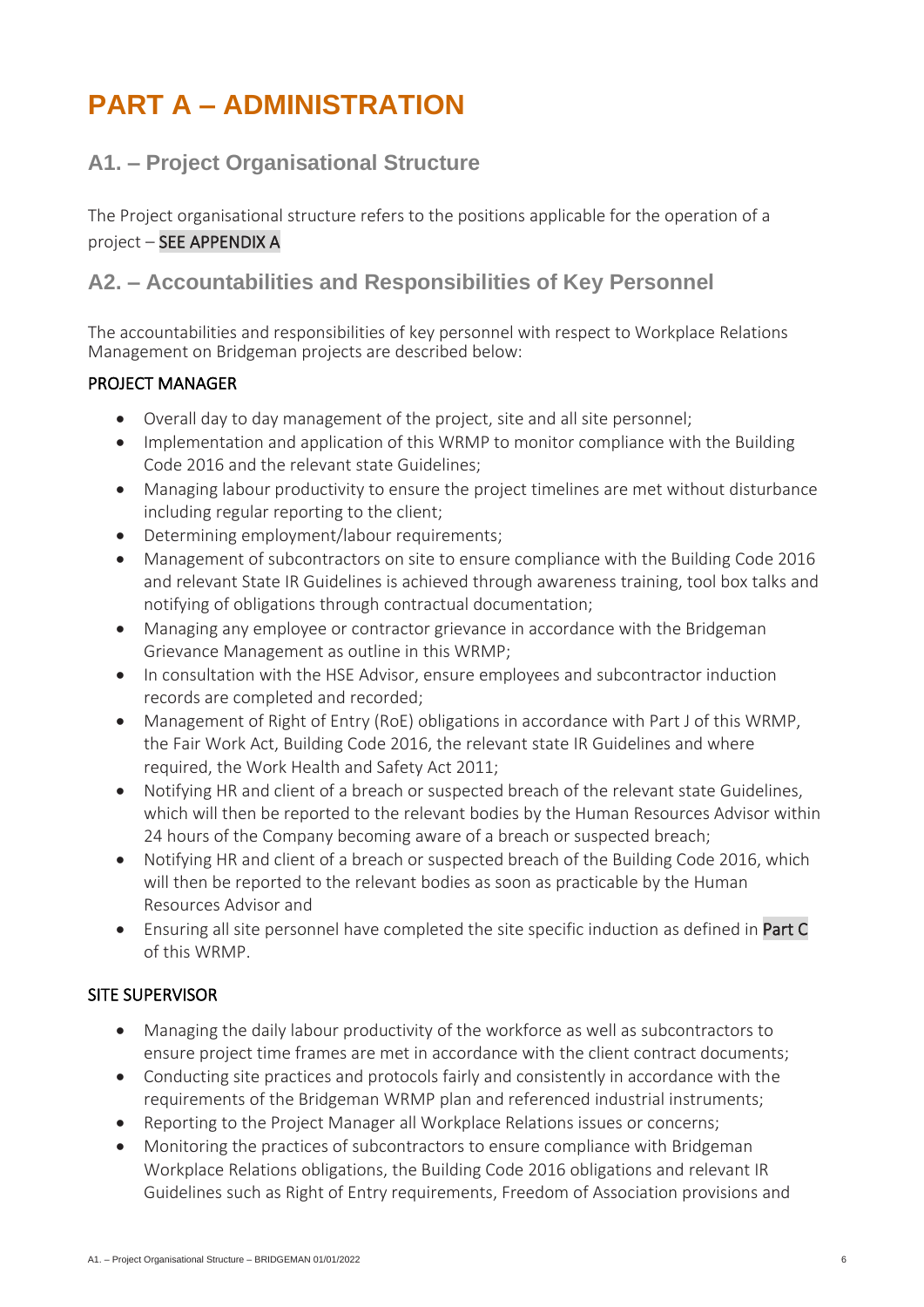# PART A – ADMINISTRATION

## A1. – Project Organisational Structure

The Project organisational structure refers to the positions applicable for the operation of a project – SEE APPENDIX A

## A2. – Accountabilities and Responsibilities of Key Personnel

The accountabilities and responsibilities of key personnel with respect to Workplace Relations Management on Bridgeman projects are described below:

### PROJECT MANAGER

- Overall day to day management of the project, site and all site personnel;
- Implementation and application of this WRMP to monitor compliance with the Building Code 2016 and the relevant state Guidelines;
- Managing labour productivity to ensure the project timelines are met without disturbance including regular reporting to the client;
- Determining employment/labour requirements;
- Management of subcontractors on site to ensure compliance with the Building Code 2016 and relevant State IR Guidelines is achieved through awareness training, tool box talks and notifying of obligations through contractual documentation;
- Managing any employee or contractor grievance in accordance with the Bridgeman Grievance Management as outline in this WRMP;
- In consultation with the HSE Advisor, ensure employees and subcontractor induction records are completed and recorded;
- Management of Right of Entry (RoE) obligations in accordance with Part J of this WRMP, the Fair Work Act, Building Code 2016, the relevant state IR Guidelines and where required, the Work Health and Safety Act 2011;
- Notifying HR and client of a breach or suspected breach of the relevant state Guidelines, which will then be reported to the relevant bodies by the Human Resources Advisor within 24 hours of the Company becoming aware of a breach or suspected breach;
- Notifying HR and client of a breach or suspected breach of the Building Code 2016, which will then be reported to the relevant bodies as soon as practicable by the Human Resources Advisor and
- Ensuring all site personnel have completed the site specific induction as defined in Part C of this WRMP.

### SITE SUPERVISOR

- Managing the daily labour productivity of the workforce as well as subcontractors to ensure project time frames are met in accordance with the client contract documents;
- Conducting site practices and protocols fairly and consistently in accordance with the requirements of the Bridgeman WRMP plan and referenced industrial instruments;
- Reporting to the Project Manager all Workplace Relations issues or concerns;
- Monitoring the practices of subcontractors to ensure compliance with Bridgeman Workplace Relations obligations, the Building Code 2016 obligations and relevant IR Guidelines such as Right of Entry requirements, Freedom of Association provisions and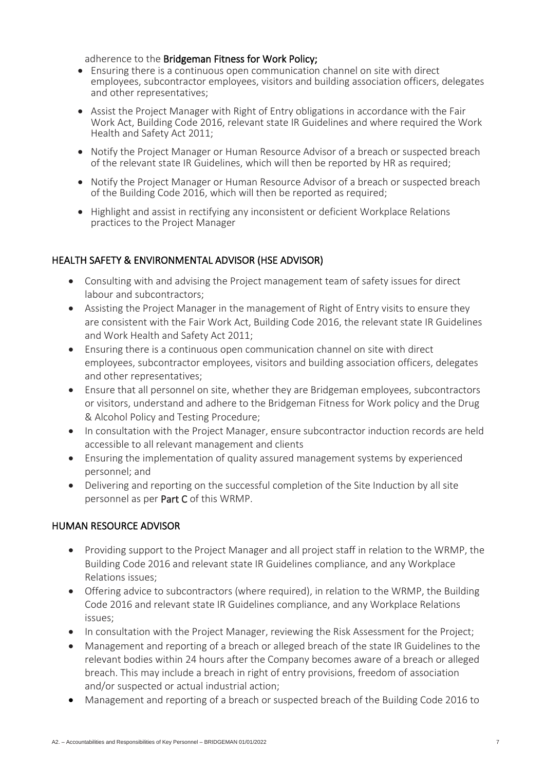adherence to the **Bridgeman Fitness for Work Policy;**

- Ensuring there is a continuous open communication channel on site with direct employees, subcontractor employees, visitors and building association officers, delegates and other representatives;
- Assist the Project Manager with Right of Entry obligations in accordance with the Fair Work Act, Building Code 2016, relevant state IR Guidelines and where required the Work Health and Safety Act 2011;
- Notify the Project Manager or Human Resource Advisor of a breach or suspected breach of the relevant state IR Guidelines, which will then be reported by HR as required;
- Notify the Project Manager or Human Resource Advisor of a breach or suspected breach of the Building Code 2016, which will then be reported as required;
- Highlight and assist in rectifying any inconsistent or deficient Workplace Relations practices to the Project Manager

## HEALTH SAFETY & ENVIRONMENTAL ADVISOR (HSE ADVISOR)

- Consulting with and advising the Project management team of safety issues for direct labour and subcontractors;
- Assisting the Project Manager in the management of Right of Entry visits to ensure they are consistent with the Fair Work Act, Building Code 2016, the relevant state IR Guidelines and Work Health and Safety Act 2011;
- Ensuring there is a continuous open communication channel on site with direct employees, subcontractor employees, visitors and building association officers, delegates and other representatives;
- Ensure that all personnel on site, whether they are Bridgeman employees, subcontractors or visitors, understand and adhere to the Bridgeman Fitness for Work policy and the Drug & Alcohol Policy and Testing Procedure;
- In consultation with the Project Manager, ensure subcontractor induction records are held accessible to all relevant management and clients
- Ensuring the implementation of quality assured management systems by experienced personnel; and
- Delivering and reporting on the successful completion of the Site Induction by all site personnel as per **Part C** of this WRMP.

## HUMAN RESOURCE ADVISOR

- Providing support to the Project Manager and all project staff in relation to the WRMP, the Building Code 2016 and relevant state IR Guidelines compliance, and any Workplace Relations issues;
- Offering advice to subcontractors (where required), in relation to the WRMP, the Building Code 2016 and relevant state IR Guidelines compliance, and any Workplace Relations issues;
- In consultation with the Project Manager, reviewing the Risk Assessment for the Project;
- Management and reporting of a breach or alleged breach of the state IR Guidelines to the relevant bodies within 24 hours after the Company becomes aware of a breach or alleged breach. This may include a breach in right of entry provisions, freedom of association and/or suspected or actual industrial action;
- Management and reporting of a breach or suspected breach of the Building Code 2016 to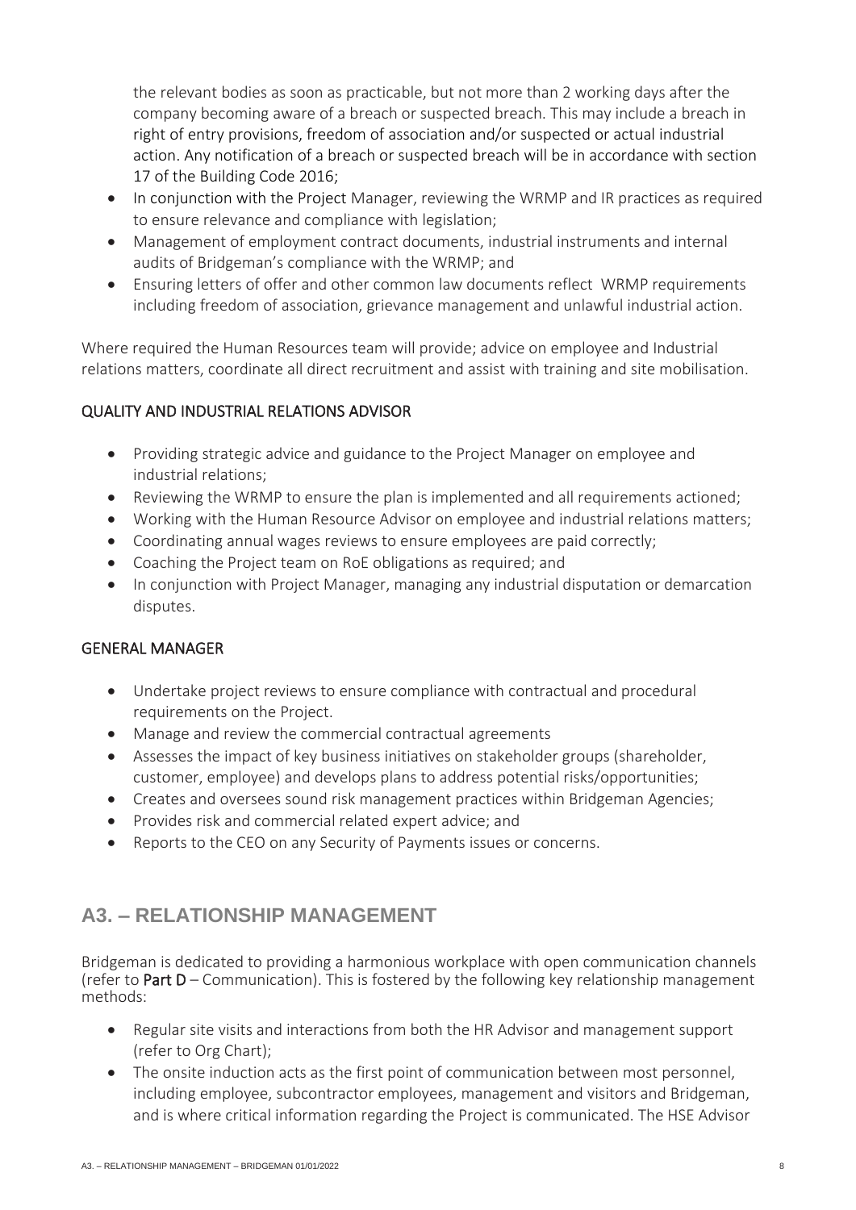the relevant bodies as soon as practicable, but not more than 2 working days after the company becoming aware of a breach or suspected breach. This may include a breach in right of entry provisions, freedom of association and/or suspected or actual industrial action. Any notification of a breach or suspected breach will be in accordance with section 17 of the Building Code 2016;

- In conjunction with the Project Manager, reviewing the WRMP and IR practices as required to ensure relevance and compliance with legislation;
- Management of employment contract documents, industrial instruments and internal audits of Bridgeman's compliance with the WRMP; and
- Ensuring letters of offer and other common law documents reflect WRMP requirements including freedom of association, grievance management and unlawful industrial action.

Where required the Human Resources team will provide; advice on employee and Industrial relations matters, coordinate all direct recruitment and assist with training and site mobilisation.

### QUALITY AND INDUSTRIAL RELATIONS ADVISOR

- Providing strategic advice and guidance to the Project Manager on employee and industrial relations;
- Reviewing the WRMP to ensure the plan is implemented and all requirements actioned;
- Working with the Human Resource Advisor on employee and industrial relations matters;
- Coordinating annual wages reviews to ensure employees are paid correctly;
- Coaching the Project team on RoE obligations as required; and
- In conjunction with Project Manager, managing any industrial disputation or demarcation disputes.

### GENERAL MANAGER

- Undertake project reviews to ensure compliance with contractual and procedural requirements on the Project.
- Manage and review the commercial contractual agreements
- Assesses the impact of key business initiatives on stakeholder groups (shareholder, customer, employee) and develops plans to address potential risks/opportunities;
- Creates and oversees sound risk management practices within Bridgeman Agencies;
- Provides risk and commercial related expert advice; and
- Reports to the CEO on any Security of Payments issues or concerns.

## A3. – RELATIONSHIP MANAGEMENT

Bridgeman is dedicated to providing a harmonious workplace with open communication channels (refer to **Part D** – Communication). This is fostered by the following key relationship management methods:

- Regular site visits and interactions from both the HR Advisor and management support (refer to Org Chart);
- The onsite induction acts as the first point of communication between most personnel, including employee, subcontractor employees, management and visitors and Bridgeman, and is where critical information regarding the Project is communicated. The HSE Advisor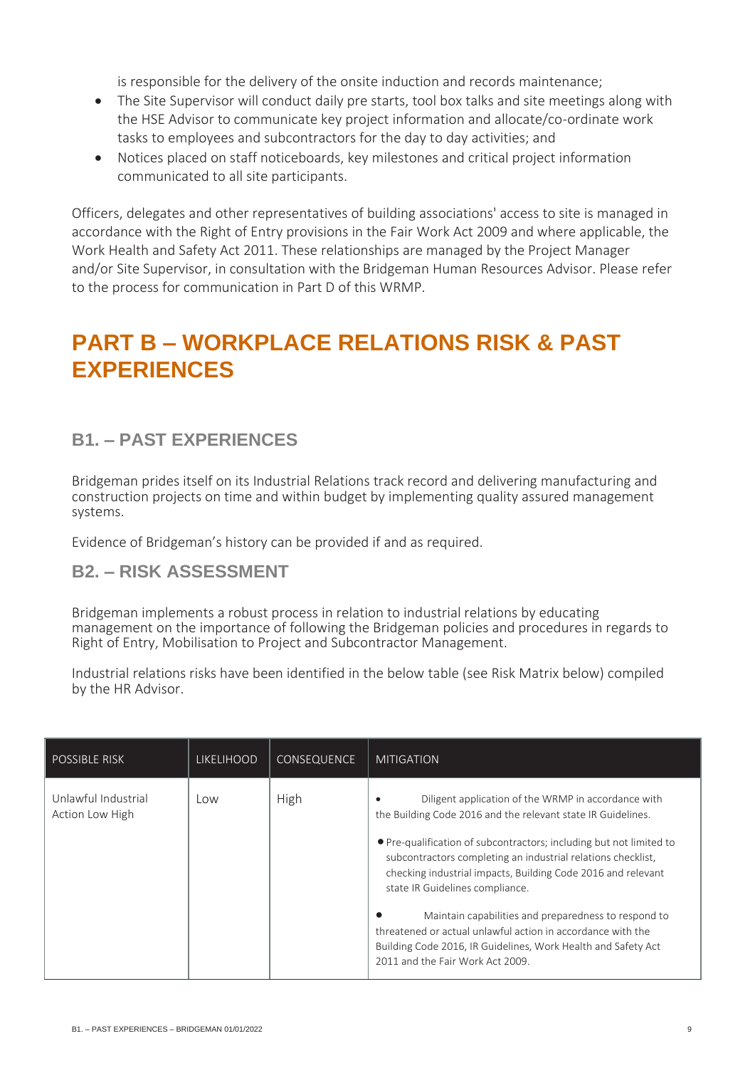is responsible for the delivery of the onsite induction and records maintenance;

- The Site Supervisor will conduct daily pre starts, tool box talks and site meetings along with the HSE Advisor to communicate key project information and allocate/co-ordinate work tasks to employees and subcontractors for the day to day activities; and
- Notices placed on staff noticeboards, key milestones and critical project information communicated to all site participants.

Officers, delegates and other representatives of building associations' access to site is managed in accordance with the Right of Entry provisions in the Fair Work Act 2009 and where applicable, the Work Health and Safety Act 2011. These relationships are managed by the Project Manager and/or Site Supervisor, in consultation with the Bridgeman Human Resources Advisor. Please refer to the process for communication in Part D of this WRMP.

# PART B – WORKPLACE RELATIONS RISK & PAST EXPERIENCES

## B1. – PAST EXPERIENCES

Bridgeman prides itself on its Industrial Relations track record and delivering manufacturing and construction projects on time and within budget by implementing quality assured management systems.

Evidence of Bridgeman's history can be provided if and as required.

## B2. – RISK ASSESSMENT

Bridgeman implements a robust process in relation to industrial relations by educating management on the importance of following the Bridgeman policies and procedures in regards to Right of Entry, Mobilisation to Project and Subcontractor Management.

Industrial relations risks have been identified in the below table (see Risk Matrix below) compiled by the HR Advisor.

| POSSIBLE RISK | LIKELIHOOD | CONSEQUENCE | MITIGATION |
|---|---|---|---|
| Unlawful Industrial Action Low High | Low | High | • Diligent application of the WRMP in accordance with the Building Code 2016 and the relevant state IR Guidelines.<br>• Pre-qualification of subcontractors; including but not limited to subcontractors completing an industrial relations checklist, checking industrial impacts, Building Code 2016 and relevant state IR Guidelines compliance.<br>• Maintain capabilities and preparedness to respond to threatened or actual unlawful action in accordance with the Building Code 2016, IR Guidelines, Work Health and Safety Act 2011 and the Fair Work Act 2009. |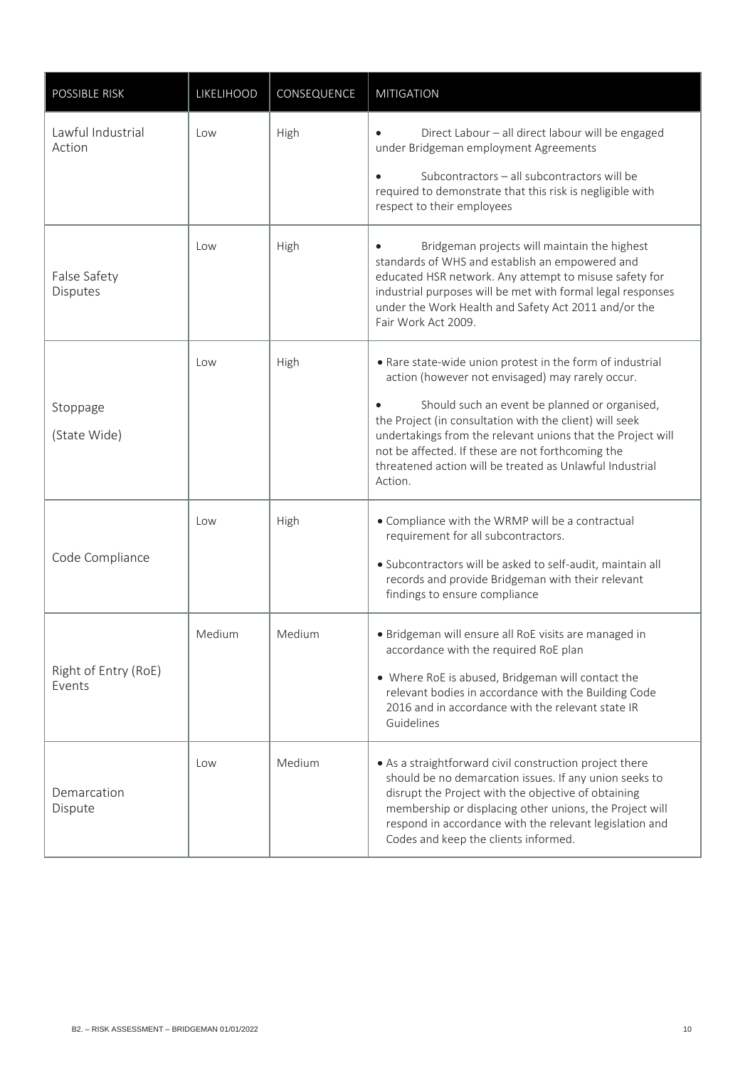| POSSIBLE RISK | LIKELIHOOD | CONSEQUENCE | MITIGATION |
| --- | --- | --- | --- |
| Lawful Industrial Action | Low | High | • Direct Labour – all direct labour will be engaged under Bridgeman employment Agreements<br>• Subcontractors – all subcontractors will be required to demonstrate that this risk is negligible with respect to their employees |
| False Safety Disputes | Low | High | • Bridgeman projects will maintain the highest standards of WHS and establish an empowered and educated HSR network. Any attempt to misuse safety for industrial purposes will be met with formal legal responses under the Work Health and Safety Act 2011 and/or the Fair Work Act 2009. |
| Stoppage (State Wide) | Low | High | • Rare state-wide union protest in the form of industrial action (however not envisaged) may rarely occur.<br>• Should such an event be planned or organised, the Project (in consultation with the client) will seek undertakings from the relevant unions that the Project will not be affected. If these are not forthcoming the threatened action will be treated as Unlawful Industrial Action. |
| Code Compliance | Low | High | • Compliance with the WRMP will be a contractual requirement for all subcontractors.<br>• Subcontractors will be asked to self-audit, maintain all records and provide Bridgeman with their relevant findings to ensure compliance |
| Right of Entry (RoE) Events | Medium | Medium | • Bridgeman will ensure all RoE visits are managed in accordance with the required RoE plan<br>• Where RoE is abused, Bridgeman will contact the relevant bodies in accordance with the Building Code 2016 and in accordance with the relevant state IR Guidelines |
| Demarcation Dispute | Low | Medium | • As a straightforward civil construction project there should be no demarcation issues. If any union seeks to disrupt the Project with the objective of obtaining membership or displacing other unions, the Project will respond in accordance with the relevant legislation and Codes and keep the clients informed. |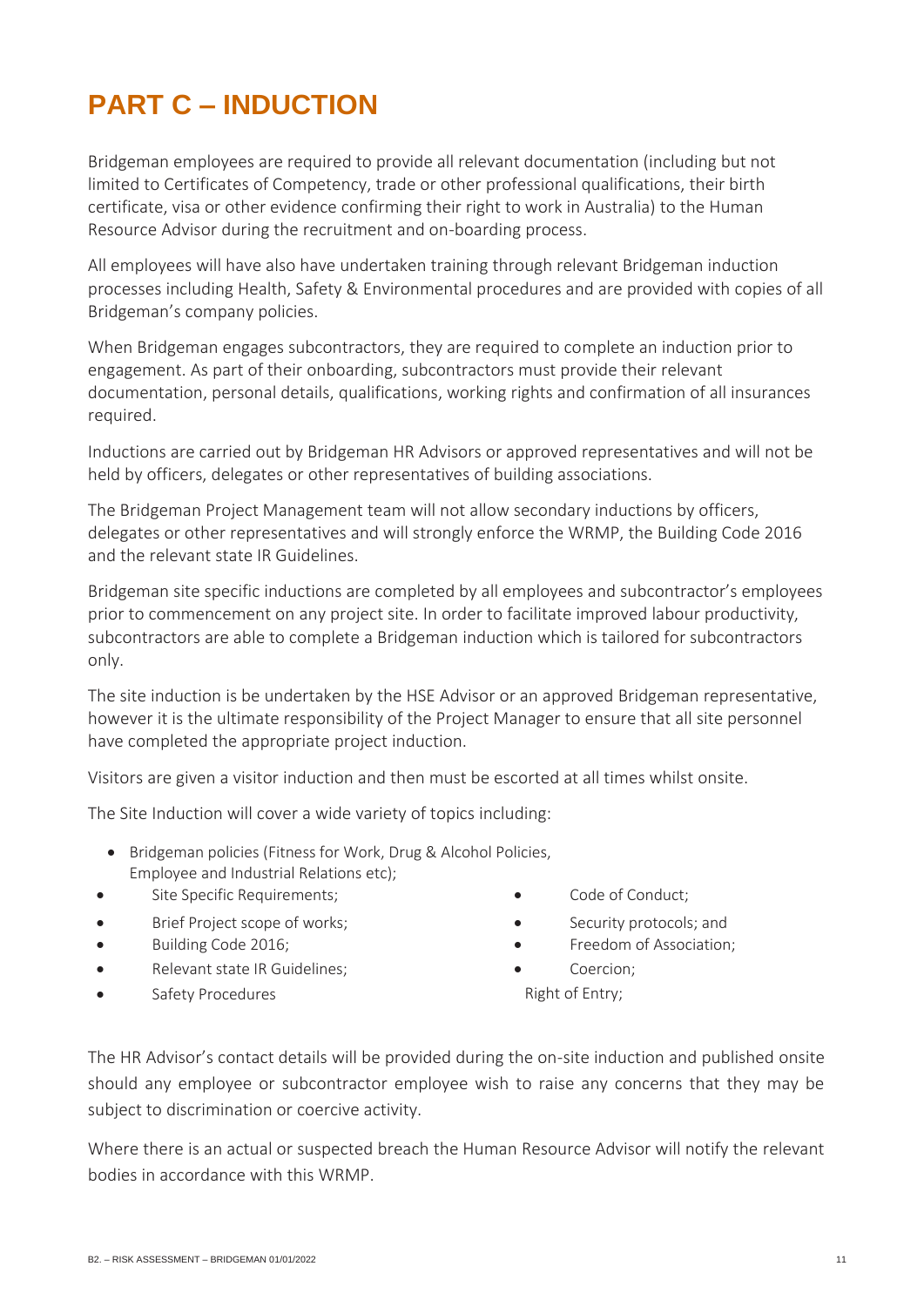# PART C – INDUCTION

Bridgeman employees are required to provide all relevant documentation (including but not limited to Certificates of Competency, trade or other professional qualifications, their birth certificate, visa or other evidence confirming their right to work in Australia) to the Human Resource Advisor during the recruitment and on-boarding process.

All employees will have also have undertaken training through relevant Bridgeman induction processes including Health, Safety & Environmental procedures and are provided with copies of all Bridgeman's company policies.

When Bridgeman engages subcontractors, they are required to complete an induction prior to engagement. As part of their onboarding, subcontractors must provide their relevant documentation, personal details, qualifications, working rights and confirmation of all insurances required.

Inductions are carried out by Bridgeman HR Advisors or approved representatives and will not be held by officers, delegates or other representatives of building associations.

The Bridgeman Project Management team will not allow secondary inductions by officers, delegates or other representatives and will strongly enforce the WRMP, the Building Code 2016 and the relevant state IR Guidelines.

Bridgeman site specific inductions are completed by all employees and subcontractor's employees prior to commencement on any project site. In order to facilitate improved labour productivity, subcontractors are able to complete a Bridgeman induction which is tailored for subcontractors only.

The site induction is be undertaken by the HSE Advisor or an approved Bridgeman representative, however it is the ultimate responsibility of the Project Manager to ensure that all site personnel have completed the appropriate project induction.

Visitors are given a visitor induction and then must be escorted at all times whilst onsite.

The Site Induction will cover a wide variety of topics including:

- Bridgeman policies (Fitness for Work, Drug & Alcohol Policies, Employee and Industrial Relations etc);
- Site Specific Requirements;
- Brief Project scope of works;
- Building Code 2016;
- Relevant state IR Guidelines;
- Safety Procedures
- Code of Conduct;
- Security protocols; and
- Freedom of Association;
- Coercion;

Right of Entry;

The HR Advisor's contact details will be provided during the on-site induction and published onsite should any employee or subcontractor employee wish to raise any concerns that they may be subject to discrimination or coercive activity.

Where there is an actual or suspected breach the Human Resource Advisor will notify the relevant bodies in accordance with this WRMP.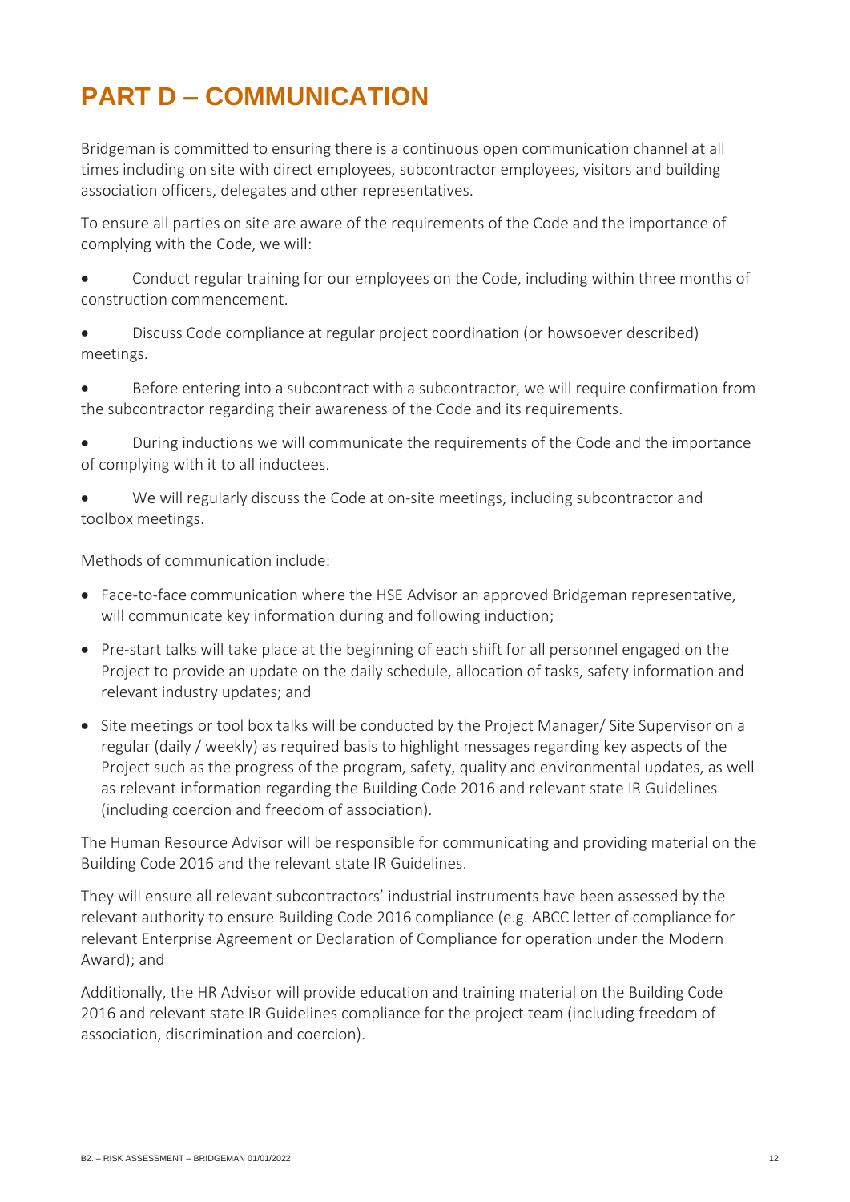# PART D – COMMUNICATION

Bridgeman is committed to ensuring there is a continuous open communication channel at all times including on site with direct employees, subcontractor employees, visitors and building association officers, delegates and other representatives.

To ensure all parties on site are aware of the requirements of the Code and the importance of complying with the Code, we will:

- Conduct regular training for our employees on the Code, including within three months of construction commencement.
- Discuss Code compliance at regular project coordination (or howsoever described) meetings.
- Before entering into a subcontract with a subcontractor, we will require confirmation from the subcontractor regarding their awareness of the Code and its requirements.
- During inductions we will communicate the requirements of the Code and the importance of complying with it to all inductees.
- We will regularly discuss the Code at on-site meetings, including subcontractor and toolbox meetings.

Methods of communication include:

- Face-to-face communication where the HSE Advisor an approved Bridgeman representative, will communicate key information during and following induction;
- Pre-start talks will take place at the beginning of each shift for all personnel engaged on the Project to provide an update on the daily schedule, allocation of tasks, safety information and relevant industry updates; and
- Site meetings or tool box talks will be conducted by the Project Manager/ Site Supervisor on a regular (daily / weekly) as required basis to highlight messages regarding key aspects of the Project such as the progress of the program, safety, quality and environmental updates, as well as relevant information regarding the Building Code 2016 and relevant state IR Guidelines (including coercion and freedom of association).

The Human Resource Advisor will be responsible for communicating and providing material on the Building Code 2016 and the relevant state IR Guidelines.

They will ensure all relevant subcontractors' industrial instruments have been assessed by the relevant authority to ensure Building Code 2016 compliance (e.g. ABCC letter of compliance for relevant Enterprise Agreement or Declaration of Compliance for operation under the Modern Award); and

Additionally, the HR Advisor will provide education and training material on the Building Code 2016 and relevant state IR Guidelines compliance for the project team (including freedom of association, discrimination and coercion).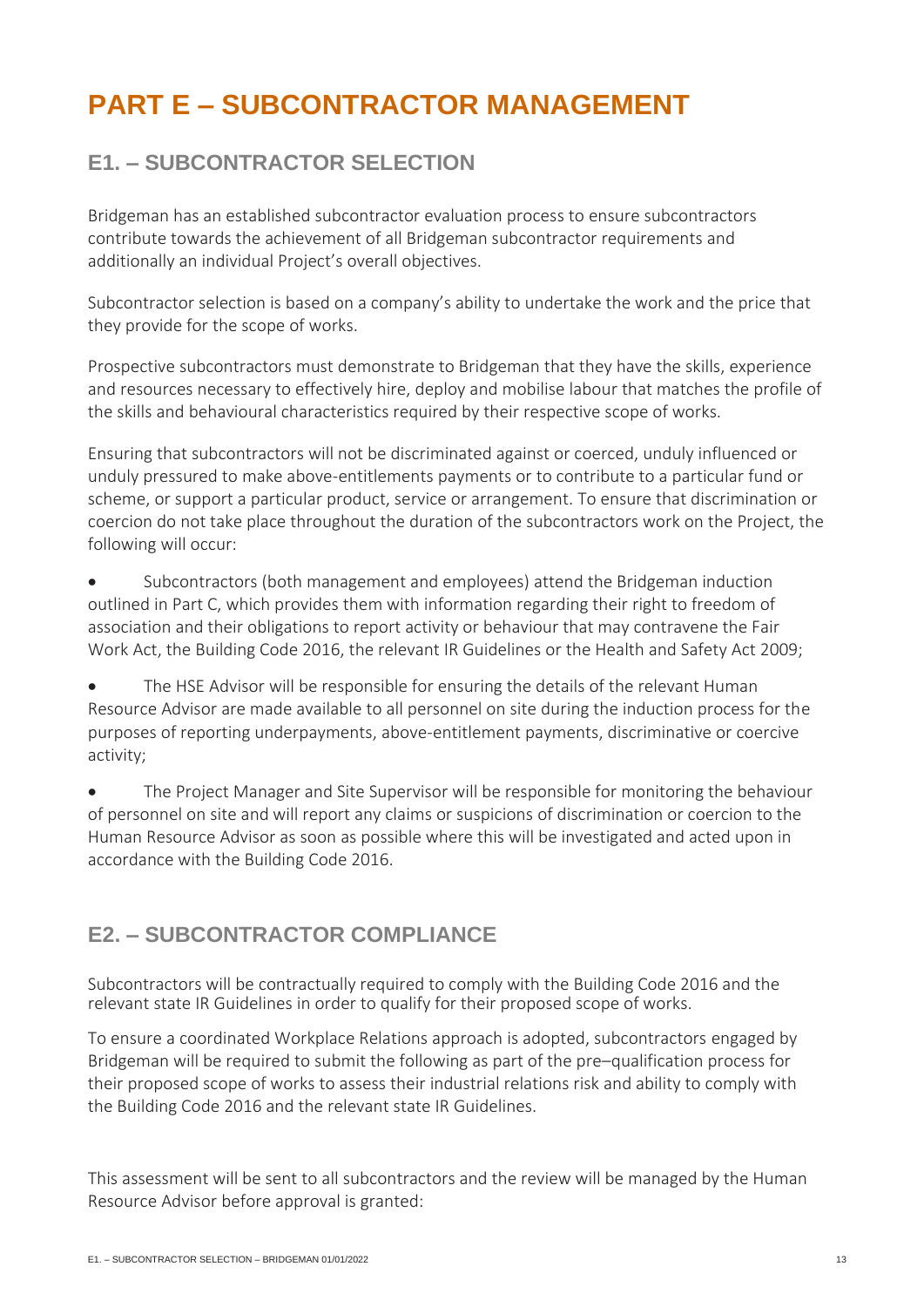# PART E – SUBCONTRACTOR MANAGEMENT

## E1. – SUBCONTRACTOR SELECTION

Bridgeman has an established subcontractor evaluation process to ensure subcontractors contribute towards the achievement of all Bridgeman subcontractor requirements and additionally an individual Project's overall objectives.

Subcontractor selection is based on a company's ability to undertake the work and the price that they provide for the scope of works.

Prospective subcontractors must demonstrate to Bridgeman that they have the skills, experience and resources necessary to effectively hire, deploy and mobilise labour that matches the profile of the skills and behavioural characteristics required by their respective scope of works.

Ensuring that subcontractors will not be discriminated against or coerced, unduly influenced or unduly pressured to make above-entitlements payments or to contribute to a particular fund or scheme, or support a particular product, service or arrangement. To ensure that discrimination or coercion do not take place throughout the duration of the subcontractors work on the Project, the following will occur:

- Subcontractors (both management and employees) attend the Bridgeman induction outlined in Part C, which provides them with information regarding their right to freedom of association and their obligations to report activity or behaviour that may contravene the Fair Work Act, the Building Code 2016, the relevant IR Guidelines or the Health and Safety Act 2009;
- The HSE Advisor will be responsible for ensuring the details of the relevant Human Resource Advisor are made available to all personnel on site during the induction process for the purposes of reporting underpayments, above-entitlement payments, discriminative or coercive activity;
- The Project Manager and Site Supervisor will be responsible for monitoring the behaviour of personnel on site and will report any claims or suspicions of discrimination or coercion to the Human Resource Advisor as soon as possible where this will be investigated and acted upon in accordance with the Building Code 2016.

## E2. – SUBCONTRACTOR COMPLIANCE

Subcontractors will be contractually required to comply with the Building Code 2016 and the relevant state IR Guidelines in order to qualify for their proposed scope of works.

To ensure a coordinated Workplace Relations approach is adopted, subcontractors engaged by Bridgeman will be required to submit the following as part of the pre–qualification process for their proposed scope of works to assess their industrial relations risk and ability to comply with the Building Code 2016 and the relevant state IR Guidelines.

This assessment will be sent to all subcontractors and the review will be managed by the Human Resource Advisor before approval is granted: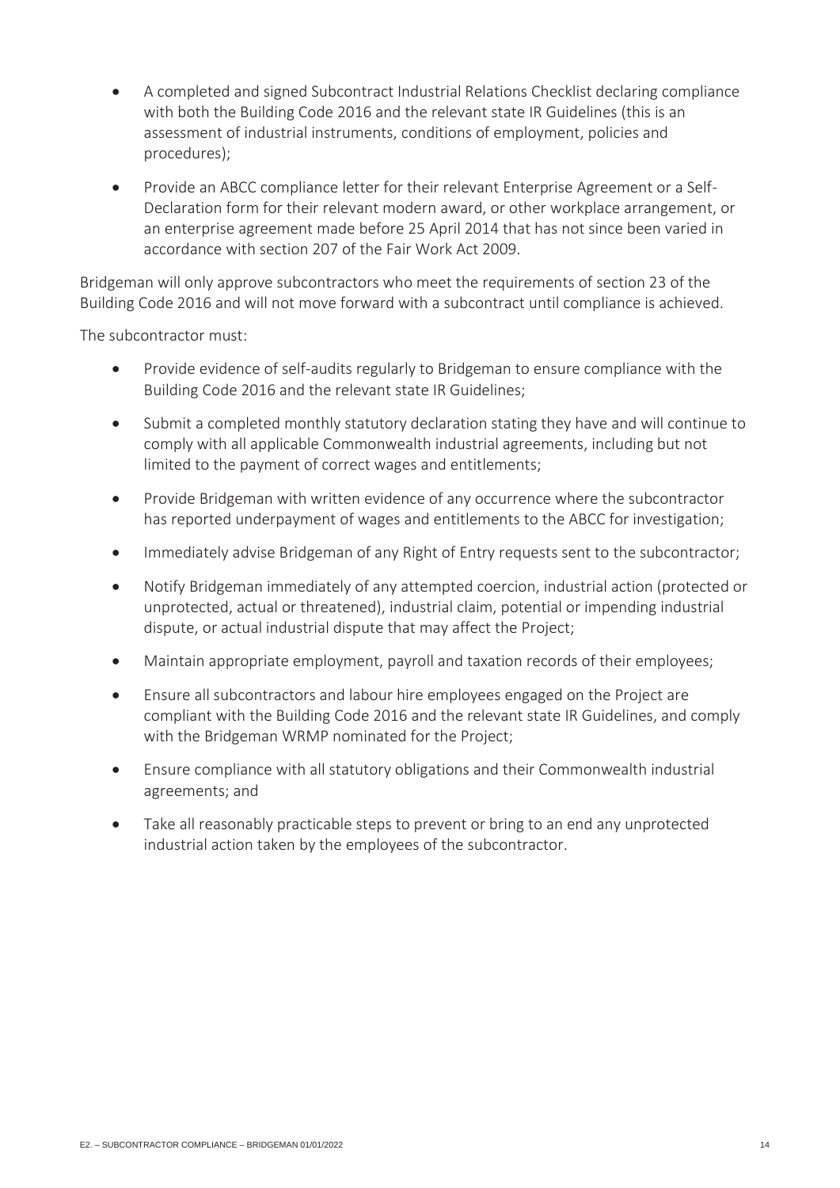- A completed and signed Subcontract Industrial Relations Checklist declaring compliance with both the Building Code 2016 and the relevant state IR Guidelines (this is an assessment of industrial instruments, conditions of employment, policies and procedures);
- Provide an ABCC compliance letter for their relevant Enterprise Agreement or a Self-Declaration form for their relevant modern award, or other workplace arrangement, or an enterprise agreement made before 25 April 2014 that has not since been varied in accordance with section 207 of the Fair Work Act 2009.

Bridgeman will only approve subcontractors who meet the requirements of section 23 of the Building Code 2016 and will not move forward with a subcontract until compliance is achieved.

The subcontractor must:

- Provide evidence of self-audits regularly to Bridgeman to ensure compliance with the Building Code 2016 and the relevant state IR Guidelines;
- Submit a completed monthly statutory declaration stating they have and will continue to comply with all applicable Commonwealth industrial agreements, including but not limited to the payment of correct wages and entitlements;
- Provide Bridgeman with written evidence of any occurrence where the subcontractor has reported underpayment of wages and entitlements to the ABCC for investigation;
- Immediately advise Bridgeman of any Right of Entry requests sent to the subcontractor;
- Notify Bridgeman immediately of any attempted coercion, industrial action (protected or unprotected, actual or threatened), industrial claim, potential or impending industrial dispute, or actual industrial dispute that may affect the Project;
- Maintain appropriate employment, payroll and taxation records of their employees;
- Ensure all subcontractors and labour hire employees engaged on the Project are compliant with the Building Code 2016 and the relevant state IR Guidelines, and comply with the Bridgeman WRMP nominated for the Project;
- Ensure compliance with all statutory obligations and their Commonwealth industrial agreements; and
- Take all reasonably practicable steps to prevent or bring to an end any unprotected industrial action taken by the employees of the subcontractor.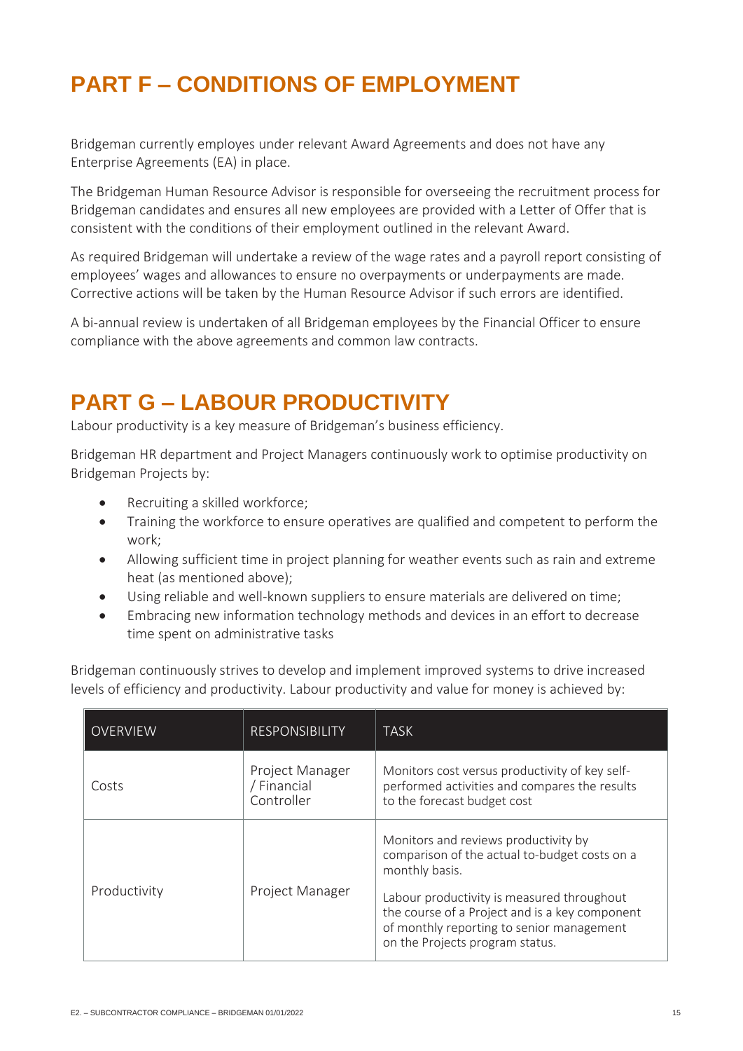# PART F – CONDITIONS OF EMPLOYMENT

Bridgeman currently employs under relevant Award Agreements and does not have any Enterprise Agreements (EA) in place.

The Bridgeman Human Resource Advisor is responsible for overseeing the recruitment process for Bridgeman candidates and ensures all new employees are provided with a Letter of Offer that is consistent with the conditions of their employment outlined in the relevant Award.

As required Bridgeman will undertake a review of the wage rates and a payroll report consisting of employees' wages and allowances to ensure no overpayments or underpayments are made. Corrective actions will be taken by the Human Resource Advisor if such errors are identified.

A bi-annual review is undertaken of all Bridgeman employees by the Financial Officer to ensure compliance with the above agreements and common law contracts.

# PART G – LABOUR PRODUCTIVITY

Labour productivity is a key measure of Bridgeman's business efficiency.

Bridgeman HR department and Project Managers continuously work to optimise productivity on Bridgeman Projects by:

- Recruiting a skilled workforce;
- Training the workforce to ensure operatives are qualified and competent to perform the work;
- Allowing sufficient time in project planning for weather events such as rain and extreme heat (as mentioned above);
- Using reliable and well-known suppliers to ensure materials are delivered on time;
- Embracing new information technology methods and devices in an effort to decrease time spent on administrative tasks

Bridgeman continuously strives to develop and implement improved systems to drive increased levels of efficiency and productivity. Labour productivity and value for money is achieved by:

| OVERVIEW | RESPONSIBILITY | TASK |
|---|---|---|
| Costs | Project Manager / Financial Controller | Monitors cost versus productivity of key self-performed activities and compares the results to the forecast budget cost |
| Productivity | Project Manager | Monitors and reviews productivity by comparison of the actual to-budget costs on a monthly basis.<br><br>Labour productivity is measured throughout the course of a Project and is a key component of monthly reporting to senior management on the Projects program status. |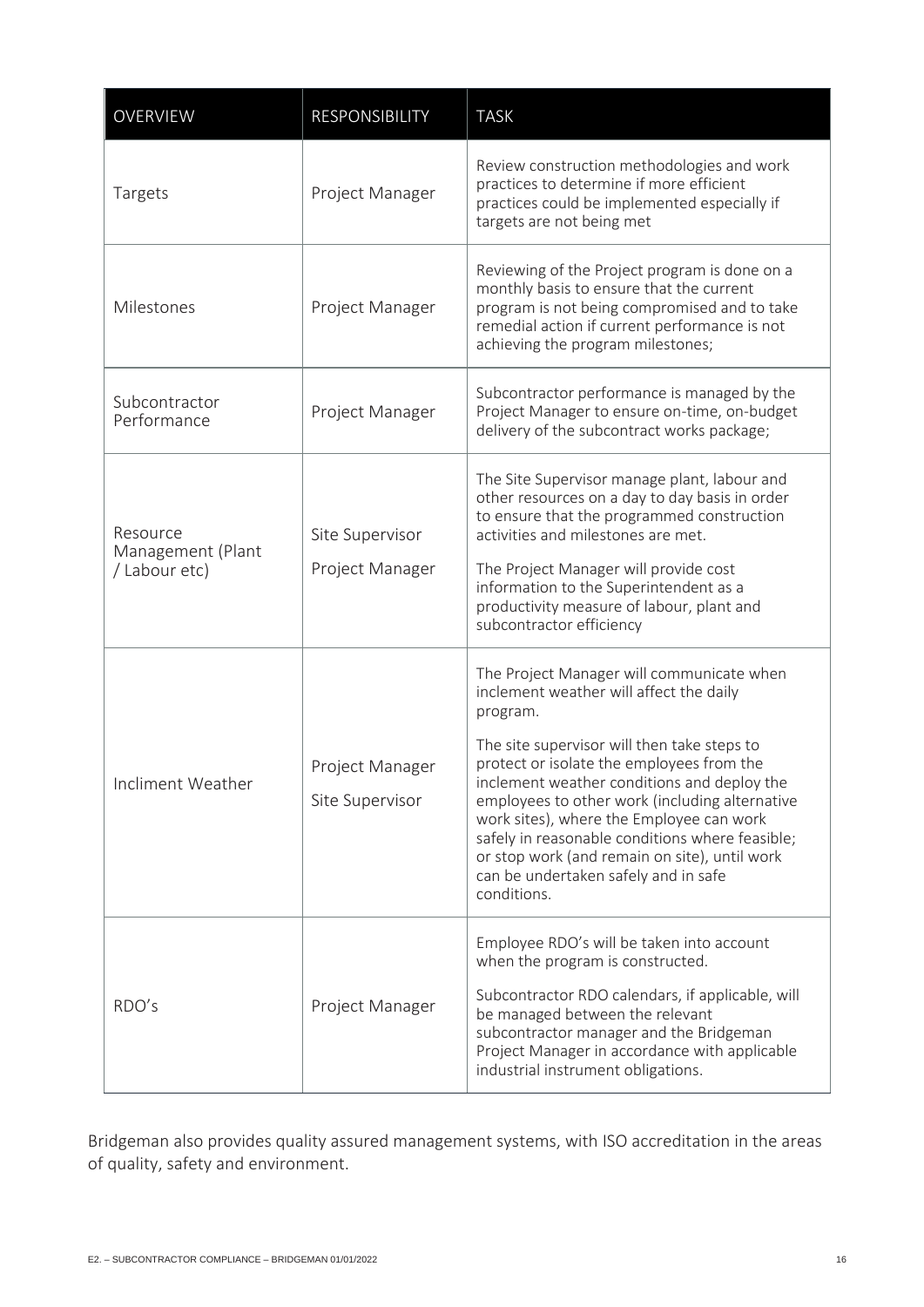| OVERVIEW | RESPONSIBILITY | TASK |
|---|---|---|
| Targets | Project Manager | Review construction methodologies and work practices to determine if more efficient practices could be implemented especially if targets are not being met |
| Milestones | Project Manager | Reviewing of the Project program is done on a monthly basis to ensure that the current program is not being compromised and to take remedial action if current performance is not achieving the program milestones; |
| Subcontractor Performance | Project Manager | Subcontractor performance is managed by the Project Manager to ensure on-time, on-budget delivery of the subcontract works package; |
| Resource Management (Plant / Labour etc) | Site Supervisor<br>Project Manager | The Site Supervisor manage plant, labour and other resources on a day to day basis in order to ensure that the programmed construction activities and milestones are met.<br>The Project Manager will provide cost information to the Superintendent as a productivity measure of labour, plant and subcontractor efficiency |
| Incliment Weather | Project Manager<br>Site Supervisor | The Project Manager will communicate when inclement weather will affect the daily program.<br>The site supervisor will then take steps to protect or isolate the employees from the inclement weather conditions and deploy the employees to other work (including alternative work sites), where the Employee can work safely in reasonable conditions where feasible; or stop work (and remain on site), until work can be undertaken safely and in safe conditions. |
| RDO's | Project Manager | Employee RDO's will be taken into account when the program is constructed.<br>Subcontractor RDO calendars, if applicable, will be managed between the relevant subcontractor manager and the Bridgeman Project Manager in accordance with applicable industrial instrument obligations. |

Bridgeman also provides quality assured management systems, with ISO accreditation in the areas of quality, safety and environment.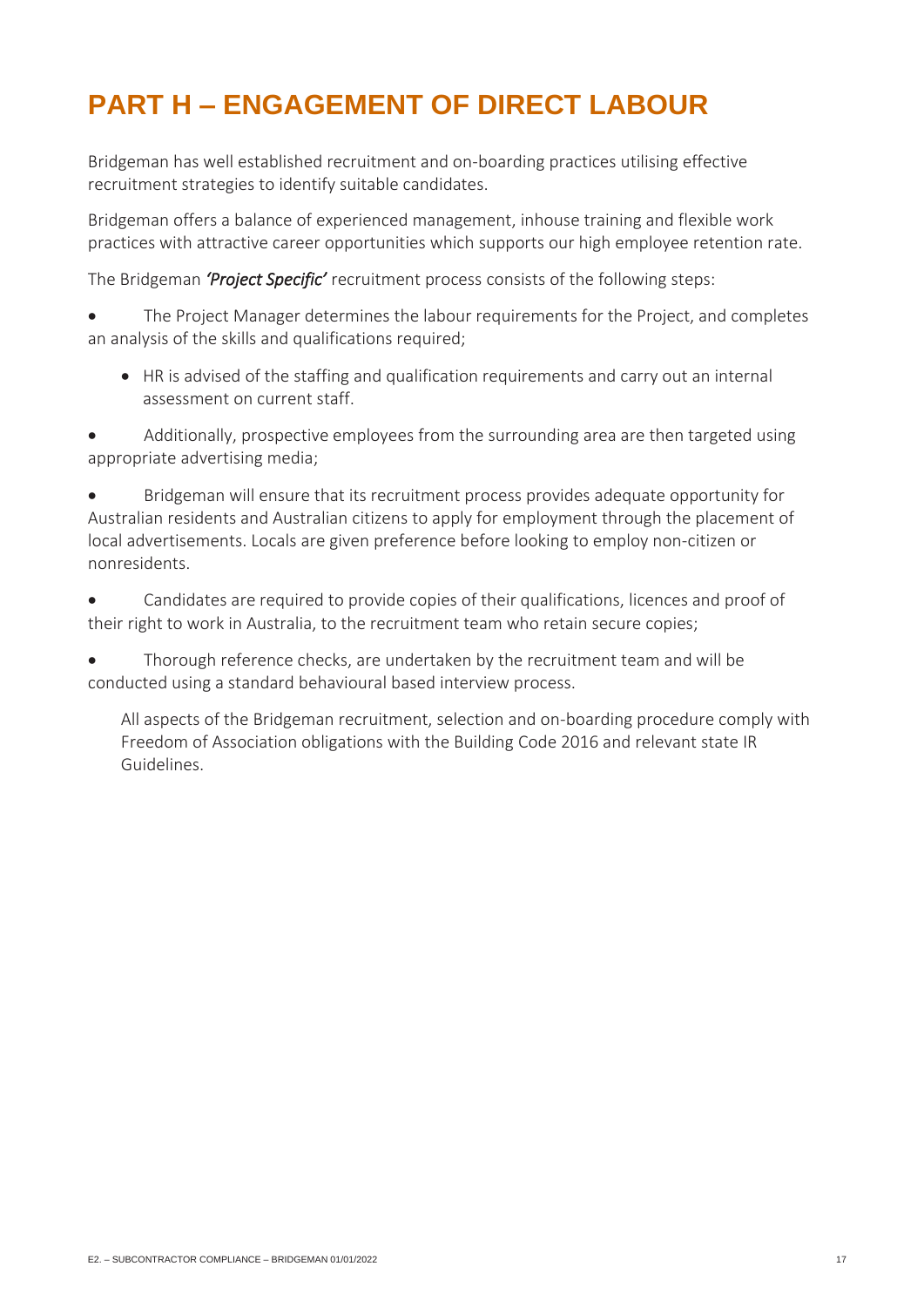# PART H – ENGAGEMENT OF DIRECT LABOUR

Bridgeman has well established recruitment and on-boarding practices utilising effective recruitment strategies to identify suitable candidates.

Bridgeman offers a balance of experienced management, inhouse training and flexible work practices with attractive career opportunities which supports our high employee retention rate.

The Bridgeman ***'Project Specific'*** recruitment process consists of the following steps:

- The Project Manager determines the labour requirements for the Project, and completes an analysis of the skills and qualifications required;
  - HR is advised of the staffing and qualification requirements and carry out an internal assessment on current staff.
- Additionally, prospective employees from the surrounding area are then targeted using appropriate advertising media;
- Bridgeman will ensure that its recruitment process provides adequate opportunity for Australian residents and Australian citizens to apply for employment through the placement of local advertisements. Locals are given preference before looking to employ non-citizen or nonresidents.
- Candidates are required to provide copies of their qualifications, licences and proof of their right to work in Australia, to the recruitment team who retain secure copies;
- Thorough reference checks, are undertaken by the recruitment team and will be conducted using a standard behavioural based interview process.

All aspects of the Bridgeman recruitment, selection and on-boarding procedure comply with Freedom of Association obligations with the Building Code 2016 and relevant state IR Guidelines.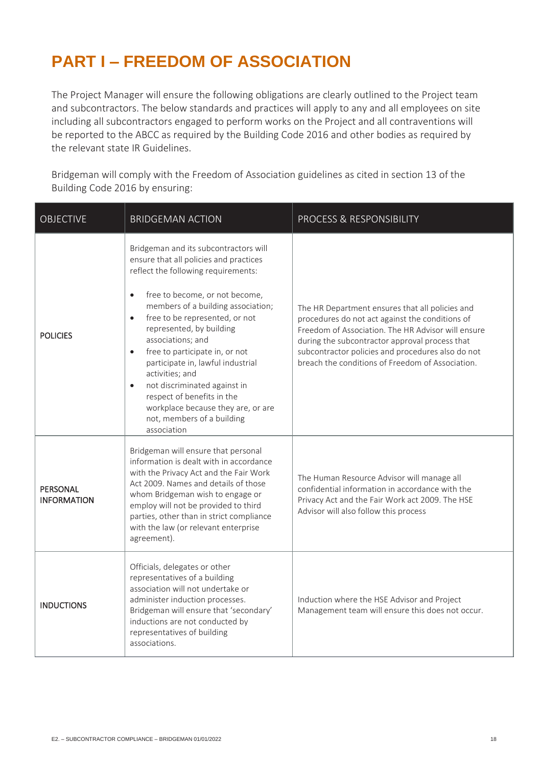# PART I – FREEDOM OF ASSOCIATION

The Project Manager will ensure the following obligations are clearly outlined to the Project team and subcontractors. The below standards and practices will apply to any and all employees on site including all subcontractors engaged to perform works on the Project and all contraventions will be reported to the ABCC as required by the Building Code 2016 and other bodies as required by the relevant state IR Guidelines.

Bridgeman will comply with the Freedom of Association guidelines as cited in section 13 of the Building Code 2016 by ensuring:

| OBJECTIVE | BRIDGEMAN ACTION | PROCESS & RESPONSIBILITY |
|---|---|---|
| **POLICIES** | Bridgeman and its subcontractors will ensure that all policies and practices reflect the following requirements:<br>• free to become, or not become, members of a building association;<br>• free to be represented, or not represented, by building associations; and<br>• free to participate in, or not participate in, lawful industrial activities; and<br>• not discriminated against in respect of benefits in the workplace because they are, or are not, members of a building association | The HR Department ensures that all policies and procedures do not act against the conditions of Freedom of Association. The HR Advisor will ensure during the subcontractor approval process that subcontractor policies and procedures also do not breach the conditions of Freedom of Association. |
| **PERSONAL INFORMATION** | Bridgeman will ensure that personal information is dealt with in accordance with the Privacy Act and the Fair Work Act 2009. Names and details of those whom Bridgeman wish to engage or employ will not be provided to third parties, other than in strict compliance with the law (or relevant enterprise agreement). | The Human Resource Advisor will manage all confidential information in accordance with the Privacy Act and the Fair Work act 2009. The HSE Advisor will also follow this process |
| **INDUCTIONS** | Officials, delegates or other representatives of a building association will not undertake or administer induction processes. Bridgeman will ensure that 'secondary' inductions are not conducted by representatives of building associations. | Induction where the HSE Advisor and Project Management team will ensure this does not occur. |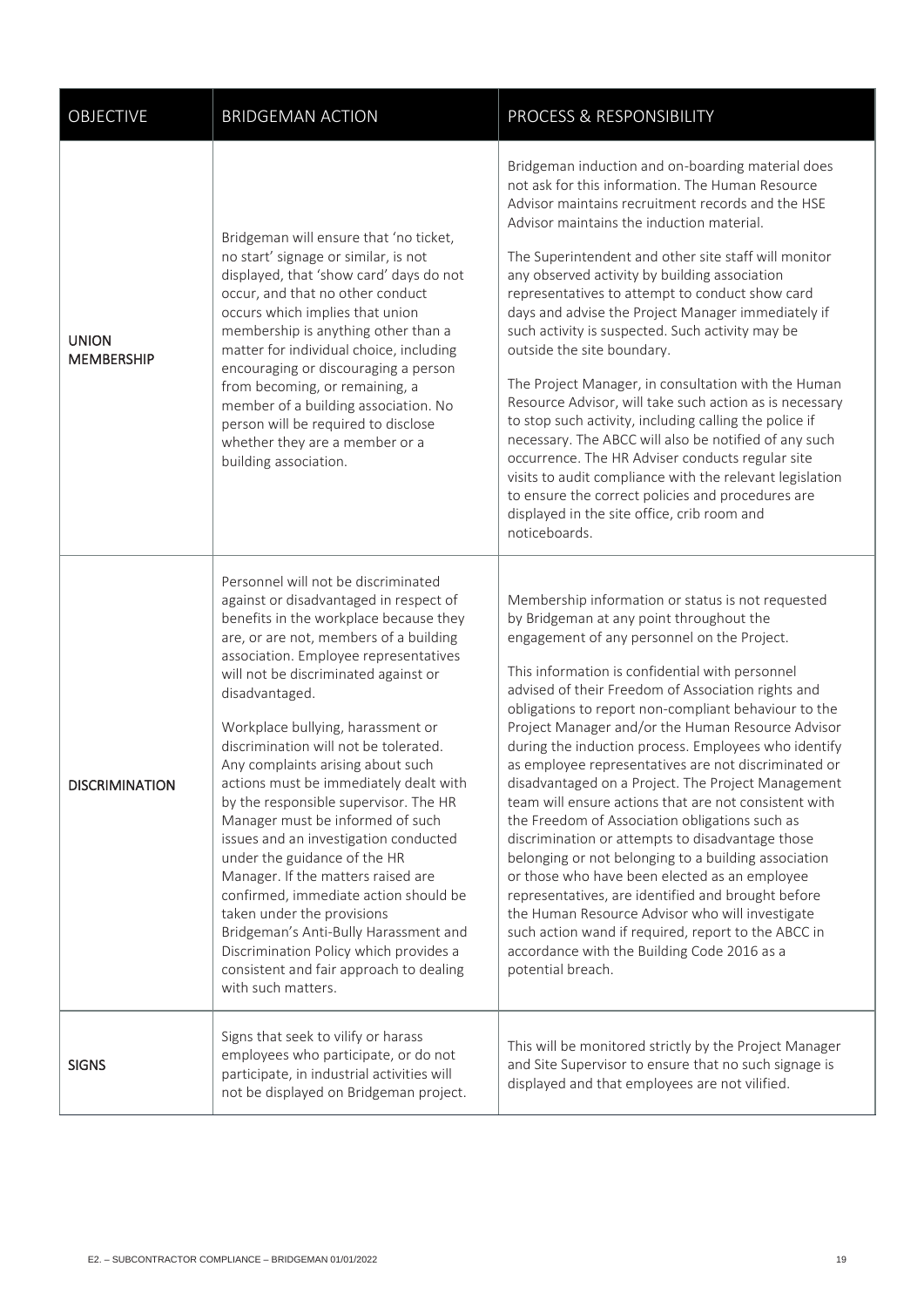| OBJECTIVE | BRIDGEMAN ACTION | PROCESS & RESPONSIBILITY |
|---|---|---|
| **UNION MEMBERSHIP** | Bridgeman will ensure that 'no ticket, no start' signage or similar, is not displayed, that 'show card' days do not occur, and that no other conduct occurs which implies that union membership is anything other than a matter for individual choice, including encouraging or discouraging a person from becoming, or remaining, a member of a building association. No person will be required to disclose whether they are a member or a building association. | Bridgeman induction and on-boarding material does not ask for this information. The Human Resource Advisor maintains recruitment records and the HSE Advisor maintains the induction material.<br><br>The Superintendent and other site staff will monitor any observed activity by building association representatives to attempt to conduct show card days and advise the Project Manager immediately if such activity is suspected. Such activity may be outside the site boundary.<br><br>The Project Manager, in consultation with the Human Resource Advisor, will take such action as is necessary to stop such activity, including calling the police if necessary. The ABCC will also be notified of any such occurrence. The HR Adviser conducts regular site visits to audit compliance with the relevant legislation to ensure the correct policies and procedures are displayed in the site office, crib room and noticeboards. |
| **DISCRIMINATION** | Personnel will not be discriminated against or disadvantaged in respect of benefits in the workplace because they are, or are not, members of a building association. Employee representatives will not be discriminated against or disadvantaged.<br><br>Workplace bullying, harassment or discrimination will not be tolerated. Any complaints arising about such actions must be immediately dealt with by the responsible supervisor. The HR Manager must be informed of such issues and an investigation conducted under the guidance of the HR Manager. If the matters raised are confirmed, immediate action should be taken under the provisions Bridgeman's Anti-Bully Harassment and Discrimination Policy which provides a consistent and fair approach to dealing with such matters. | Membership information or status is not requested by Bridgeman at any point throughout the engagement of any personnel on the Project.<br><br>This information is confidential with personnel advised of their Freedom of Association rights and obligations to report non-compliant behaviour to the Project Manager and/or the Human Resource Advisor during the induction process. Employees who identify as employee representatives are not discriminated or disadvantaged on a Project. The Project Management team will ensure actions that are not consistent with the Freedom of Association obligations such as discrimination or attempts to disadvantage those belonging or not belonging to a building association or those who have been elected as an employee representatives, are identified and brought before the Human Resource Advisor who will investigate such action wand if required, report to the ABCC in accordance with the Building Code 2016 as a potential breach. |
| **SIGNS** | Signs that seek to vilify or harass employees who participate, or do not participate, in industrial activities will not be displayed on Bridgeman project. | This will be monitored strictly by the Project Manager and Site Supervisor to ensure that no such signage is displayed and that employees are not vilified. |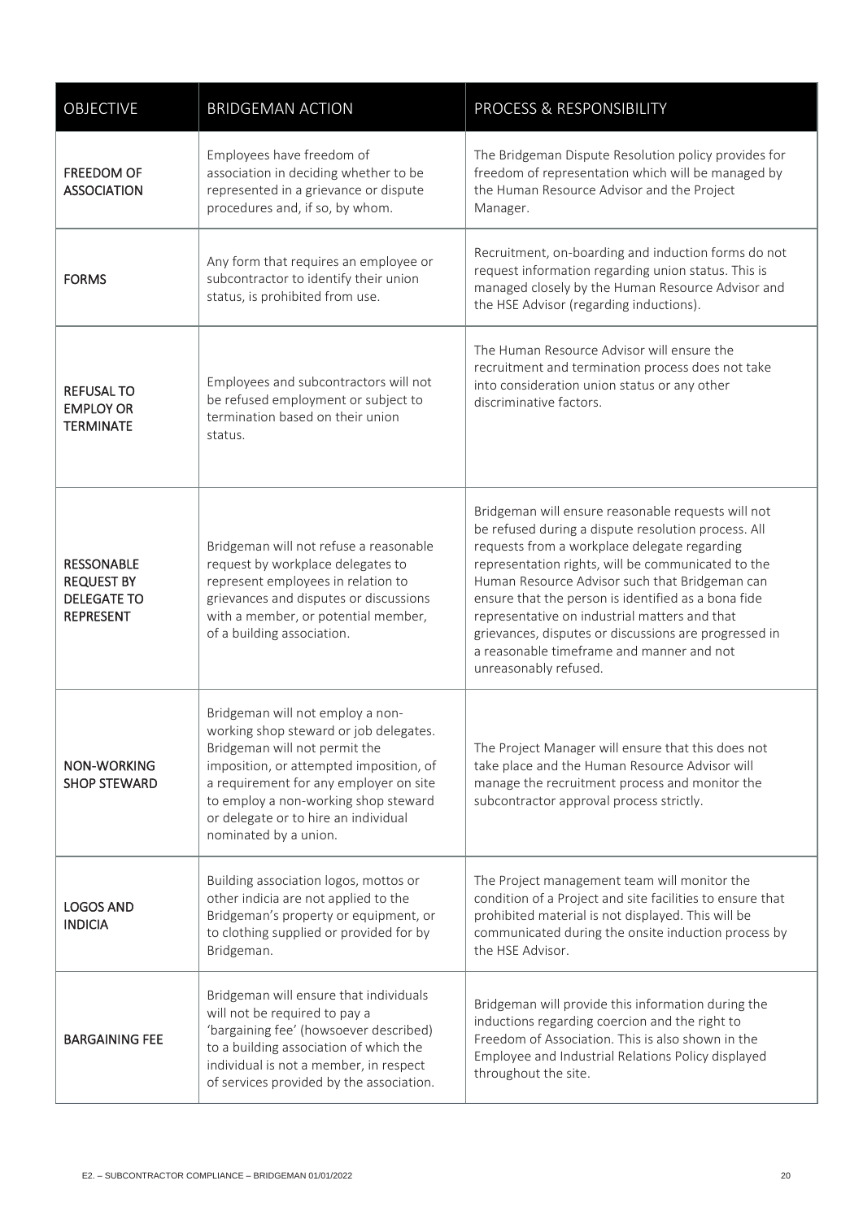| OBJECTIVE | BRIDGEMAN ACTION | PROCESS & RESPONSIBILITY |
|---|---|---|
| **FREEDOM OF ASSOCIATION** | Employees have freedom of association in deciding whether to be represented in a grievance or dispute procedures and, if so, by whom. | The Bridgeman Dispute Resolution policy provides for freedom of representation which will be managed by the Human Resource Advisor and the Project Manager. |
| **FORMS** | Any form that requires an employee or subcontractor to identify their union status, is prohibited from use. | Recruitment, on-boarding and induction forms do not request information regarding union status. This is managed closely by the Human Resource Advisor and the HSE Advisor (regarding inductions). |
| **REFUSAL TO EMPLOY OR TERMINATE** | Employees and subcontractors will not be refused employment or subject to termination based on their union status. | The Human Resource Advisor will ensure the recruitment and termination process does not take into consideration union status or any other discriminative factors. |
| **RESSONABLE REQUEST BY DELEGATE TO REPRESENT** | Bridgeman will not refuse a reasonable request by workplace delegates to represent employees in relation to grievances and disputes or discussions with a member, or potential member, of a building association. | Bridgeman will ensure reasonable requests will not be refused during a dispute resolution process. All requests from a workplace delegate regarding representation rights, will be communicated to the Human Resource Advisor such that Bridgeman can ensure that the person is identified as a bona fide representative on industrial matters and that grievances, disputes or discussions are progressed in a reasonable timeframe and manner and not unreasonably refused. |
| **NON-WORKING SHOP STEWARD** | Bridgeman will not employ a non-working shop steward or job delegates. Bridgeman will not permit the imposition, or attempted imposition, of a requirement for any employer on site to employ a non-working shop steward or delegate or to hire an individual nominated by a union. | The Project Manager will ensure that this does not take place and the Human Resource Advisor will manage the recruitment process and monitor the subcontractor approval process strictly. |
| **LOGOS AND INDICIA** | Building association logos, mottos or other indicia are not applied to the Bridgeman's property or equipment, or to clothing supplied or provided for by Bridgeman. | The Project management team will monitor the condition of a Project and site facilities to ensure that prohibited material is not displayed. This will be communicated during the onsite induction process by the HSE Advisor. |
| **BARGAINING FEE** | Bridgeman will ensure that individuals will not be required to pay a 'bargaining fee' (howsoever described) to a building association of which the individual is not a member, in respect of services provided by the association. | Bridgeman will provide this information during the inductions regarding coercion and the right to Freedom of Association. This is also shown in the Employee and Industrial Relations Policy displayed throughout the site. |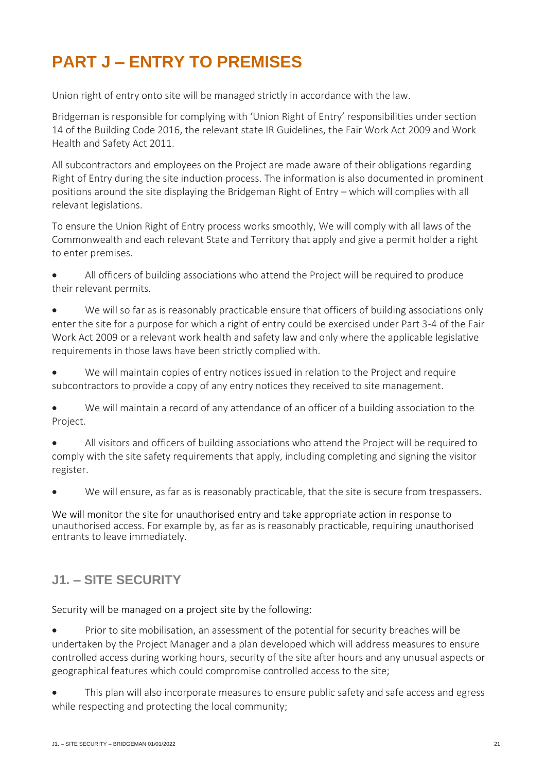# PART J – ENTRY TO PREMISES

Union right of entry onto site will be managed strictly in accordance with the law.

Bridgeman is responsible for complying with 'Union Right of Entry' responsibilities under section 14 of the Building Code 2016, the relevant state IR Guidelines, the Fair Work Act 2009 and Work Health and Safety Act 2011.

All subcontractors and employees on the Project are made aware of their obligations regarding Right of Entry during the site induction process. The information is also documented in prominent positions around the site displaying the Bridgeman Right of Entry – which will complies with all relevant legislations.

To ensure the Union Right of Entry process works smoothly, We will comply with all laws of the Commonwealth and each relevant State and Territory that apply and give a permit holder a right to enter premises.

- All officers of building associations who attend the Project will be required to produce their relevant permits.
- We will so far as is reasonably practicable ensure that officers of building associations only enter the site for a purpose for which a right of entry could be exercised under Part 3-4 of the Fair Work Act 2009 or a relevant work health and safety law and only where the applicable legislative requirements in those laws have been strictly complied with.
- We will maintain copies of entry notices issued in relation to the Project and require subcontractors to provide a copy of any entry notices they received to site management.
- We will maintain a record of any attendance of an officer of a building association to the Project.
- All visitors and officers of building associations who attend the Project will be required to comply with the site safety requirements that apply, including completing and signing the visitor register.
- We will ensure, as far as is reasonably practicable, that the site is secure from trespassers.

We will monitor the site for unauthorised entry and take appropriate action in response to unauthorised access. For example by, as far as is reasonably practicable, requiring unauthorised entrants to leave immediately.

## J1. – SITE SECURITY

Security will be managed on a project site by the following:

- Prior to site mobilisation, an assessment of the potential for security breaches will be undertaken by the Project Manager and a plan developed which will address measures to ensure controlled access during working hours, security of the site after hours and any unusual aspects or geographical features which could compromise controlled access to the site;
- This plan will also incorporate measures to ensure public safety and safe access and egress while respecting and protecting the local community;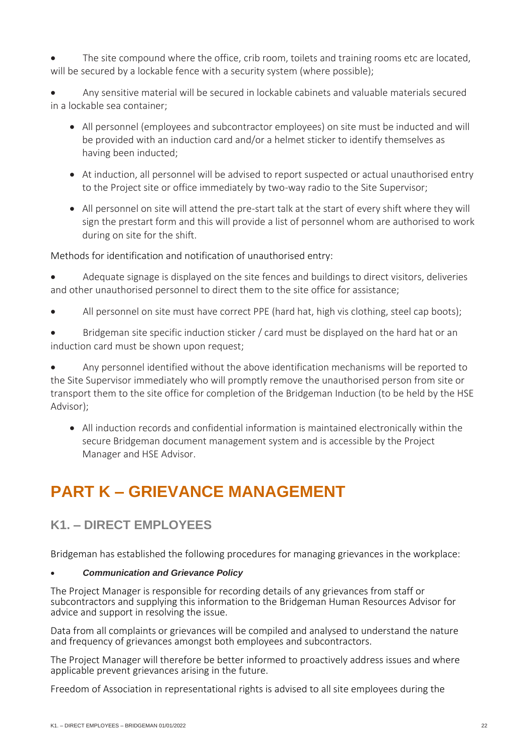- The site compound where the office, crib room, toilets and training rooms etc are located, will be secured by a lockable fence with a security system (where possible);
- Any sensitive material will be secured in lockable cabinets and valuable materials secured in a lockable sea container;
    - All personnel (employees and subcontractor employees) on site must be inducted and will be provided with an induction card and/or a helmet sticker to identify themselves as having been inducted;
    - At induction, all personnel will be advised to report suspected or actual unauthorised entry to the Project site or office immediately by two-way radio to the Site Supervisor;
    - All personnel on site will attend the pre-start talk at the start of every shift where they will sign the prestart form and this will provide a list of personnel whom are authorised to work during on site for the shift.

Methods for identification and notification of unauthorised entry:

- Adequate signage is displayed on the site fences and buildings to direct visitors, deliveries and other unauthorised personnel to direct them to the site office for assistance;
- All personnel on site must have correct PPE (hard hat, high vis clothing, steel cap boots);
- Bridgeman site specific induction sticker / card must be displayed on the hard hat or an induction card must be shown upon request;
- Any personnel identified without the above identification mechanisms will be reported to the Site Supervisor immediately who will promptly remove the unauthorised person from site or transport them to the site office for completion of the Bridgeman Induction (to be held by the HSE Advisor);
    - All induction records and confidential information is maintained electronically within the secure Bridgeman document management system and is accessible by the Project Manager and HSE Advisor.

# PART K – GRIEVANCE MANAGEMENT

## K1. – DIRECT EMPLOYEES

Bridgeman has established the following procedures for managing grievances in the workplace:

- ***Communication and Grievance Policy***

The Project Manager is responsible for recording details of any grievances from staff or subcontractors and supplying this information to the Bridgeman Human Resources Advisor for advice and support in resolving the issue.

Data from all complaints or grievances will be compiled and analysed to understand the nature and frequency of grievances amongst both employees and subcontractors.

The Project Manager will therefore be better informed to proactively address issues and where applicable prevent grievances arising in the future.

Freedom of Association in representational rights is advised to all site employees during the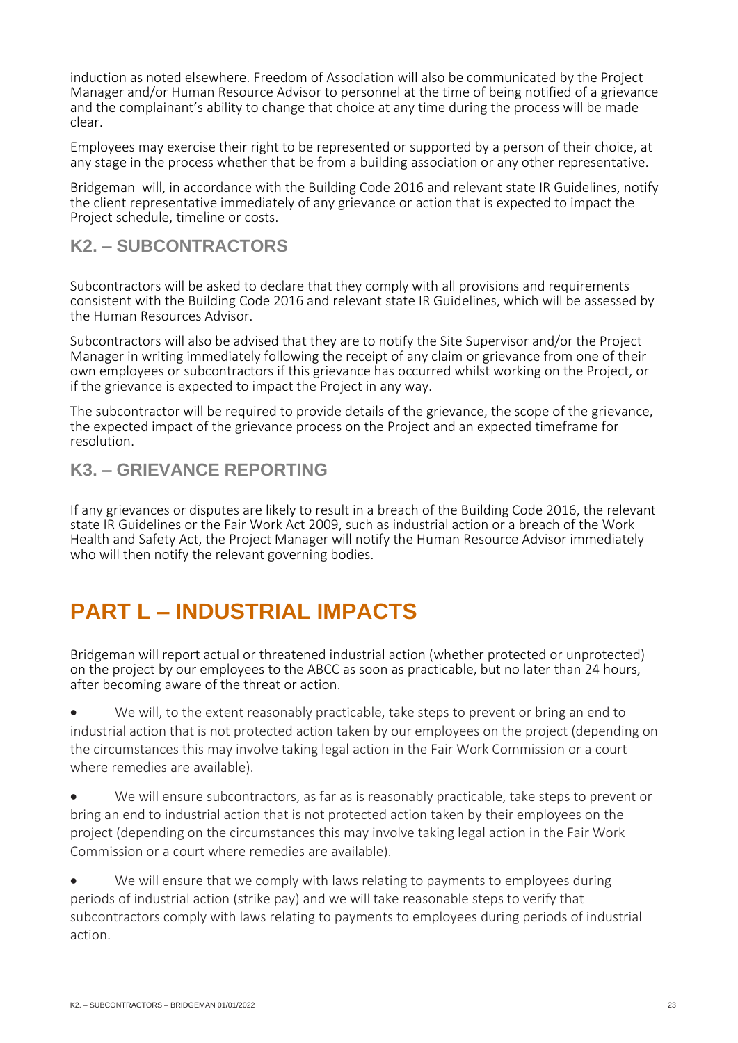induction as noted elsewhere. Freedom of Association will also be communicated by the Project Manager and/or Human Resource Advisor to personnel at the time of being notified of a grievance and the complainant's ability to change that choice at any time during the process will be made clear.

Employees may exercise their right to be represented or supported by a person of their choice, at any stage in the process whether that be from a building association or any other representative.

Bridgeman will, in accordance with the Building Code 2016 and relevant state IR Guidelines, notify the client representative immediately of any grievance or action that is expected to impact the Project schedule, timeline or costs.

### K2. – SUBCONTRACTORS

Subcontractors will be asked to declare that they comply with all provisions and requirements consistent with the Building Code 2016 and relevant state IR Guidelines, which will be assessed by the Human Resources Advisor.

Subcontractors will also be advised that they are to notify the Site Supervisor and/or the Project Manager in writing immediately following the receipt of any claim or grievance from one of their own employees or subcontractors if this grievance has occurred whilst working on the Project, or if the grievance is expected to impact the Project in any way.

The subcontractor will be required to provide details of the grievance, the scope of the grievance, the expected impact of the grievance process on the Project and an expected timeframe for resolution.

### K3. – GRIEVANCE REPORTING

If any grievances or disputes are likely to result in a breach of the Building Code 2016, the relevant state IR Guidelines or the Fair Work Act 2009, such as industrial action or a breach of the Work Health and Safety Act, the Project Manager will notify the Human Resource Advisor immediately who will then notify the relevant governing bodies.

# PART L – INDUSTRIAL IMPACTS

Bridgeman will report actual or threatened industrial action (whether protected or unprotected) on the project by our employees to the ABCC as soon as practicable, but no later than 24 hours, after becoming aware of the threat or action.

- We will, to the extent reasonably practicable, take steps to prevent or bring an end to industrial action that is not protected action taken by our employees on the project (depending on the circumstances this may involve taking legal action in the Fair Work Commission or a court where remedies are available).
- We will ensure subcontractors, as far as is reasonably practicable, take steps to prevent or bring an end to industrial action that is not protected action taken by their employees on the project (depending on the circumstances this may involve taking legal action in the Fair Work Commission or a court where remedies are available).
- We will ensure that we comply with laws relating to payments to employees during periods of industrial action (strike pay) and we will take reasonable steps to verify that subcontractors comply with laws relating to payments to employees during periods of industrial action.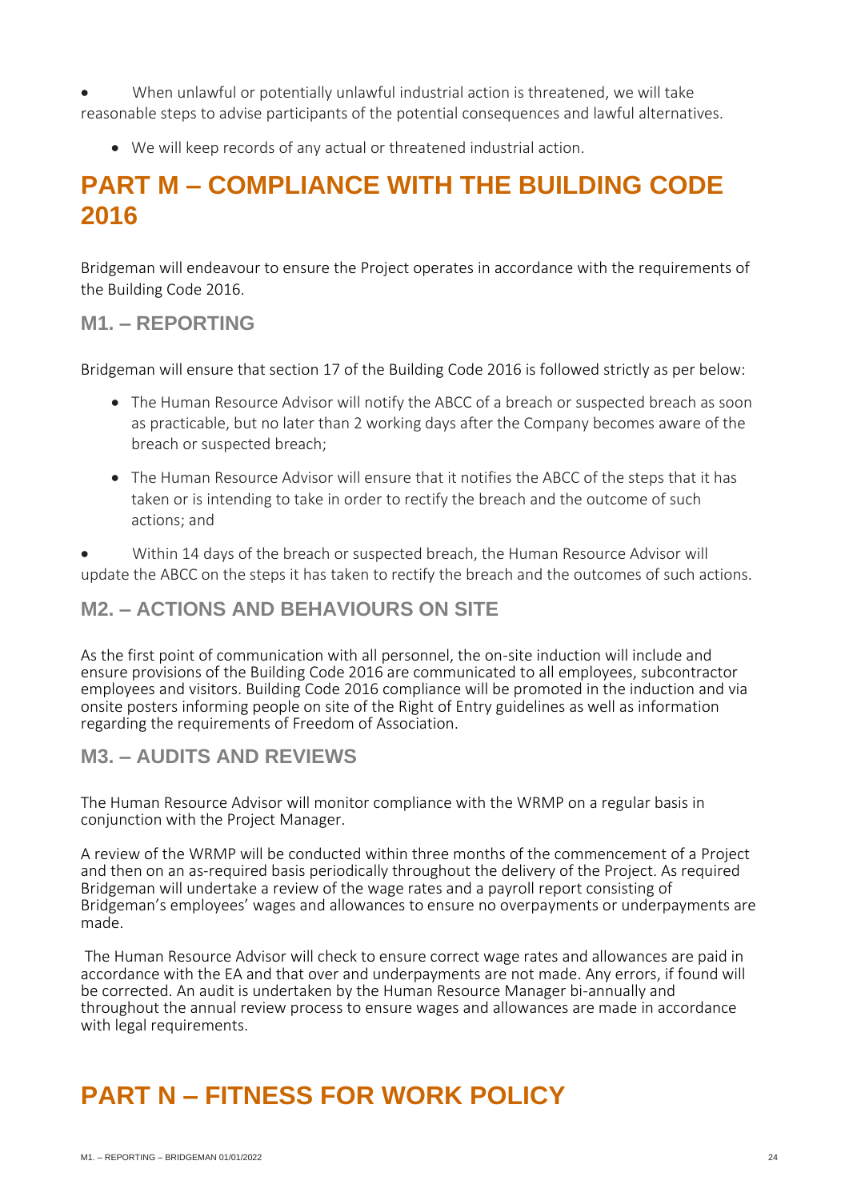- When unlawful or potentially unlawful industrial action is threatened, we will take reasonable steps to advise participants of the potential consequences and lawful alternatives.
- We will keep records of any actual or threatened industrial action.

# PART M – COMPLIANCE WITH THE BUILDING CODE 2016

Bridgeman will endeavour to ensure the Project operates in accordance with the requirements of the Building Code 2016.

## M1. – REPORTING

Bridgeman will ensure that section 17 of the Building Code 2016 is followed strictly as per below:

- The Human Resource Advisor will notify the ABCC of a breach or suspected breach as soon as practicable, but no later than 2 working days after the Company becomes aware of the breach or suspected breach;
- The Human Resource Advisor will ensure that it notifies the ABCC of the steps that it has taken or is intending to take in order to rectify the breach and the outcome of such actions; and
- Within 14 days of the breach or suspected breach, the Human Resource Advisor will update the ABCC on the steps it has taken to rectify the breach and the outcomes of such actions.

## M2. – ACTIONS AND BEHAVIOURS ON SITE

As the first point of communication with all personnel, the on-site induction will include and ensure provisions of the Building Code 2016 are communicated to all employees, subcontractor employees and visitors. Building Code 2016 compliance will be promoted in the induction and via onsite posters informing people on site of the Right of Entry guidelines as well as information regarding the requirements of Freedom of Association.

## M3. – AUDITS AND REVIEWS

The Human Resource Advisor will monitor compliance with the WRMP on a regular basis in conjunction with the Project Manager.

A review of the WRMP will be conducted within three months of the commencement of a Project and then on an as-required basis periodically throughout the delivery of the Project. As required Bridgeman will undertake a review of the wage rates and a payroll report consisting of Bridgeman's employees' wages and allowances to ensure no overpayments or underpayments are made.

The Human Resource Advisor will check to ensure correct wage rates and allowances are paid in accordance with the EA and that over and underpayments are not made. Any errors, if found will be corrected. An audit is undertaken by the Human Resource Manager bi-annually and throughout the annual review process to ensure wages and allowances are made in accordance with legal requirements.

# PART N – FITNESS FOR WORK POLICY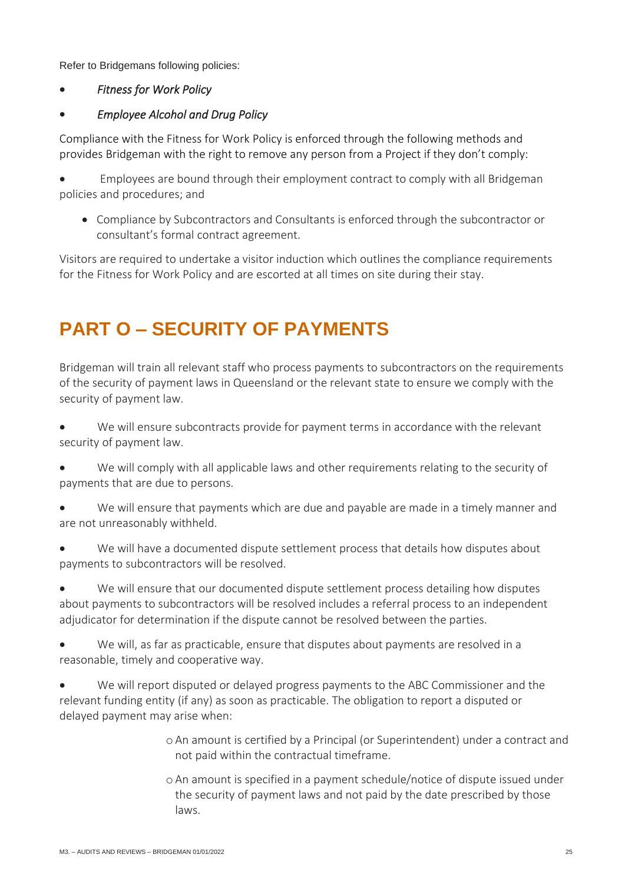Refer to Bridgemans following policies:

- *Fitness for Work Policy*
- *Employee Alcohol and Drug Policy*

Compliance with the Fitness for Work Policy is enforced through the following methods and provides Bridgeman with the right to remove any person from a Project if they don't comply:

- Employees are bound through their employment contract to comply with all Bridgeman policies and procedures; and
- Compliance by Subcontractors and Consultants is enforced through the subcontractor or consultant's formal contract agreement.

Visitors are required to undertake a visitor induction which outlines the compliance requirements for the Fitness for Work Policy and are escorted at all times on site during their stay.

# PART O – SECURITY OF PAYMENTS

Bridgeman will train all relevant staff who process payments to subcontractors on the requirements of the security of payment laws in Queensland or the relevant state to ensure we comply with the security of payment law.

- We will ensure subcontracts provide for payment terms in accordance with the relevant security of payment law.
- We will comply with all applicable laws and other requirements relating to the security of payments that are due to persons.
- We will ensure that payments which are due and payable are made in a timely manner and are not unreasonably withheld.
- We will have a documented dispute settlement process that details how disputes about payments to subcontractors will be resolved.
- We will ensure that our documented dispute settlement process detailing how disputes about payments to subcontractors will be resolved includes a referral process to an independent adjudicator for determination if the dispute cannot be resolved between the parties.
- We will, as far as practicable, ensure that disputes about payments are resolved in a reasonable, timely and cooperative way.
- We will report disputed or delayed progress payments to the ABC Commissioner and the relevant funding entity (if any) as soon as practicable. The obligation to report a disputed or delayed payment may arise when:
  - An amount is certified by a Principal (or Superintendent) under a contract and not paid within the contractual timeframe.
  - An amount is specified in a payment schedule/notice of dispute issued under the security of payment laws and not paid by the date prescribed by those laws.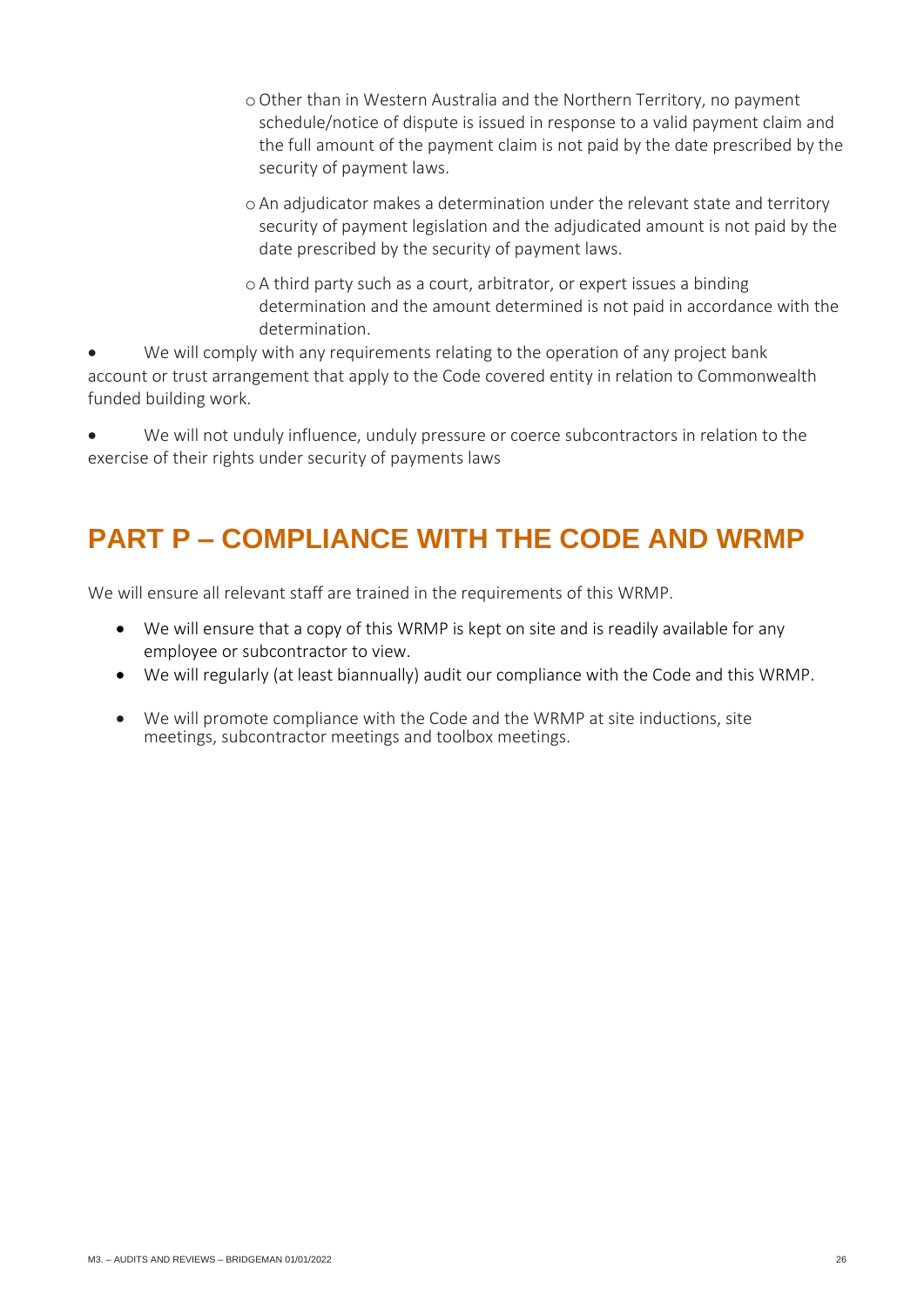- Other than in Western Australia and the Northern Territory, no payment schedule/notice of dispute is issued in response to a valid payment claim and the full amount of the payment claim is not paid by the date prescribed by the security of payment laws.
  - An adjudicator makes a determination under the relevant state and territory security of payment legislation and the adjudicated amount is not paid by the date prescribed by the security of payment laws.
  - A third party such as a court, arbitrator, or expert issues a binding determination and the amount determined is not paid in accordance with the determination.
- We will comply with any requirements relating to the operation of any project bank account or trust arrangement that apply to the Code covered entity in relation to Commonwealth funded building work.
- We will not unduly influence, unduly pressure or coerce subcontractors in relation to the exercise of their rights under security of payments laws

## PART P – COMPLIANCE WITH THE CODE AND WRMP

We will ensure all relevant staff are trained in the requirements of this WRMP.

- We will ensure that a copy of this WRMP is kept on site and is readily available for any employee or subcontractor to view.
- We will regularly (at least biannually) audit our compliance with the Code and this WRMP.
- We will promote compliance with the Code and the WRMP at site inductions, site meetings, subcontractor meetings and toolbox meetings.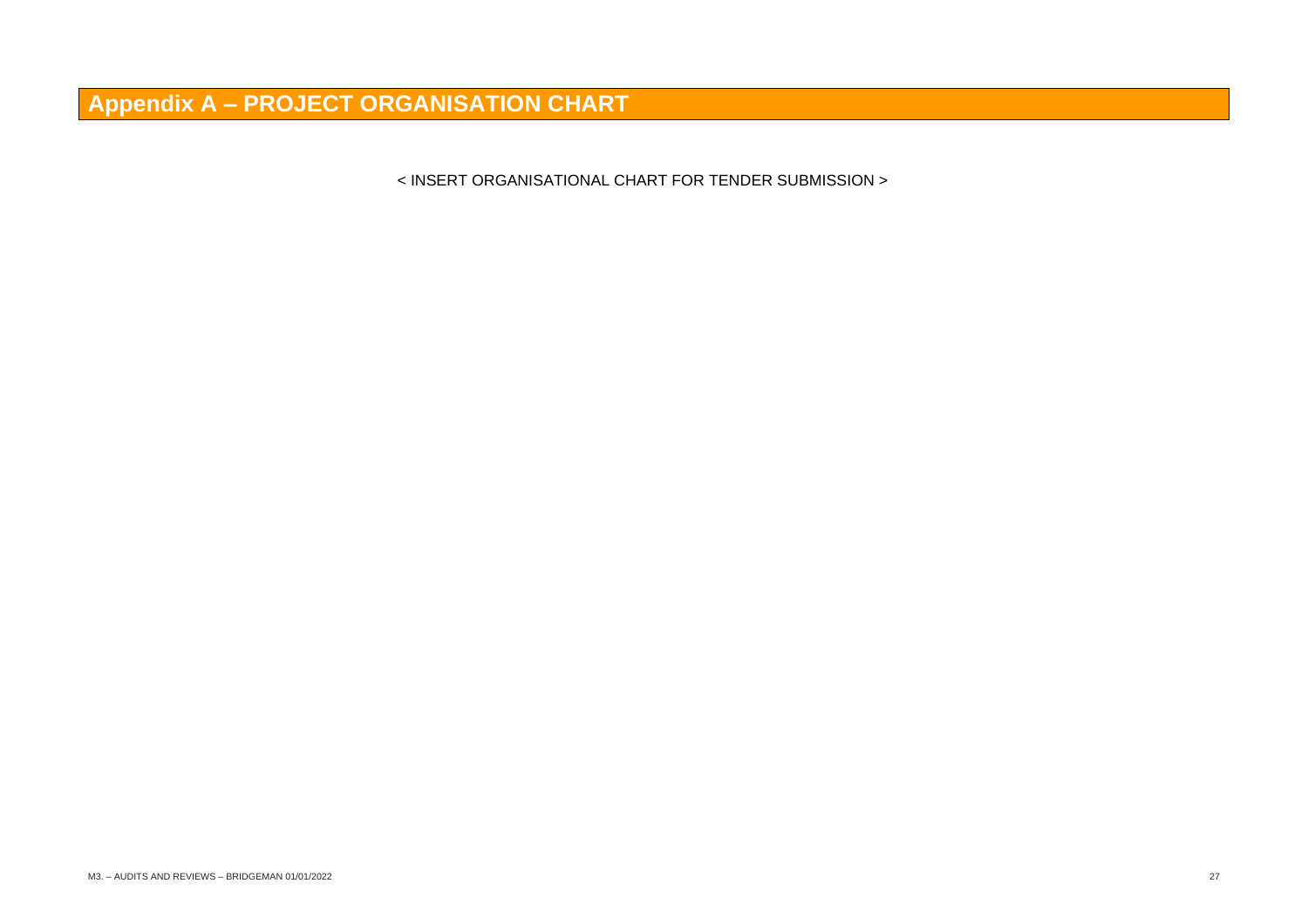# Appendix A – PROJECT ORGANISATION CHART

< INSERT ORGANISATIONAL CHART FOR TENDER SUBMISSION >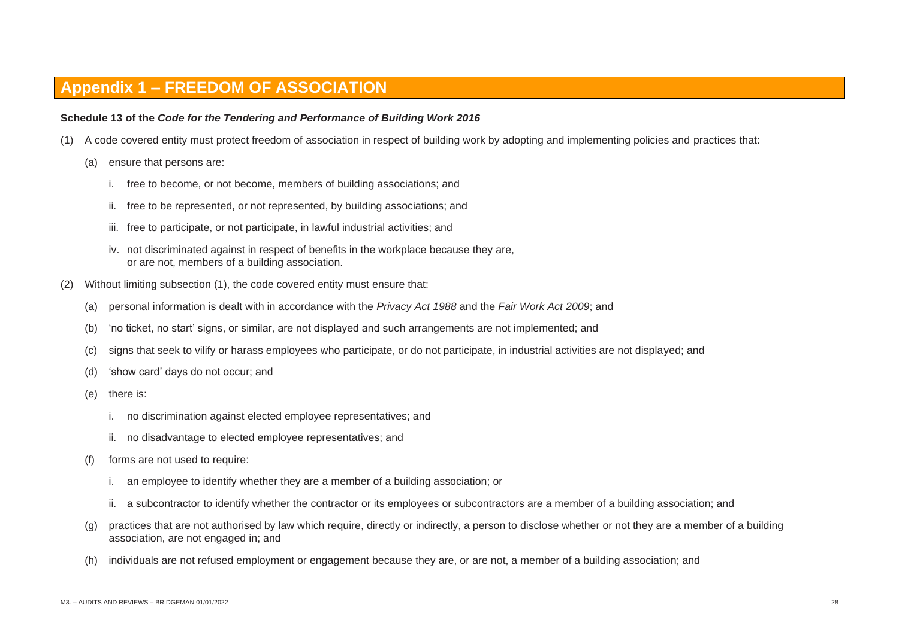# Appendix 1 – FREEDOM OF ASSOCIATION

**Schedule 13 of the *Code for the Tendering and Performance of Building Work 2016***

(1) A code covered entity must protect freedom of association in respect of building work by adopting and implementing policies and practices that:

  (a) ensure that persons are:

    i. free to become, or not become, members of building associations; and

    ii. free to be represented, or not represented, by building associations; and

    iii. free to participate, or not participate, in lawful industrial activities; and

    iv. not discriminated against in respect of benefits in the workplace because they are, or are not, members of a building association.

(2) Without limiting subsection (1), the code covered entity must ensure that:

  (a) personal information is dealt with in accordance with the *Privacy Act 1988* and the *Fair Work Act 2009*; and

  (b) 'no ticket, no start' signs, or similar, are not displayed and such arrangements are not implemented; and

  (c) signs that seek to vilify or harass employees who participate, or do not participate, in industrial activities are not displayed; and

  (d) 'show card' days do not occur; and

  (e) there is:

    i. no discrimination against elected employee representatives; and

    ii. no disadvantage to elected employee representatives; and

  (f) forms are not used to require:

    i. an employee to identify whether they are a member of a building association; or

    ii. a subcontractor to identify whether the contractor or its employees or subcontractors are a member of a building association; and

  (g) practices that are not authorised by law which require, directly or indirectly, a person to disclose whether or not they are a member of a building association, are not engaged in; and

  (h) individuals are not refused employment or engagement because they are, or are not, a member of a building association; and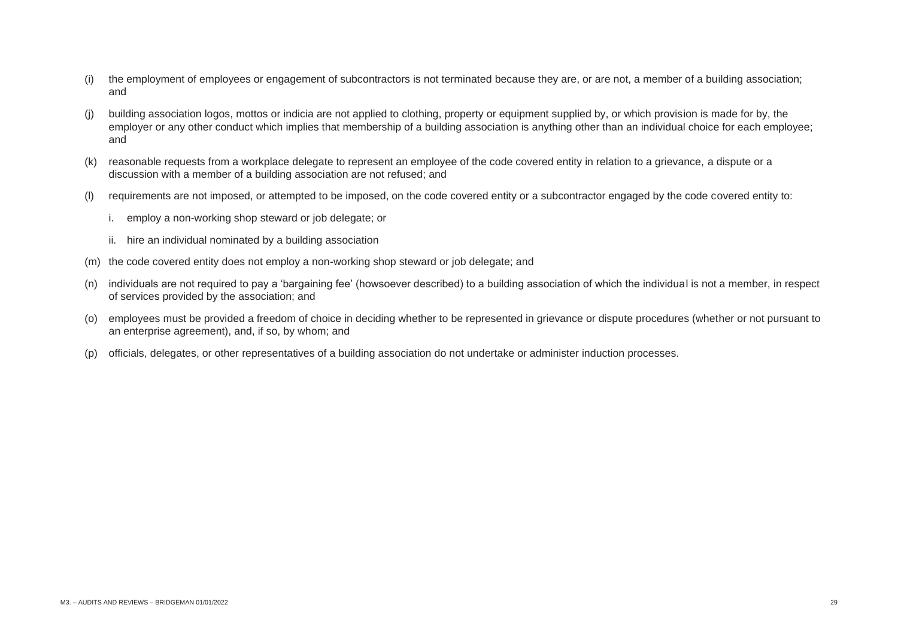(i) the employment of employees or engagement of subcontractors is not terminated because they are, or are not, a member of a building association; and

(j) building association logos, mottos or indicia are not applied to clothing, property or equipment supplied by, or which provision is made for by, the employer or any other conduct which implies that membership of a building association is anything other than an individual choice for each employee; and

(k) reasonable requests from a workplace delegate to represent an employee of the code covered entity in relation to a grievance, a dispute or a discussion with a member of a building association are not refused; and

(l) requirements are not imposed, or attempted to be imposed, on the code covered entity or a subcontractor engaged by the code covered entity to:

   i. employ a non-working shop steward or job delegate; or

   ii. hire an individual nominated by a building association

(m) the code covered entity does not employ a non-working shop steward or job delegate; and

(n) individuals are not required to pay a 'bargaining fee' (howsoever described) to a building association of which the individual is not a member, in respect of services provided by the association; and

(o) employees must be provided a freedom of choice in deciding whether to be represented in grievance or dispute procedures (whether or not pursuant to an enterprise agreement), and, if so, by whom; and

(p) officials, delegates, or other representatives of a building association do not undertake or administer induction processes.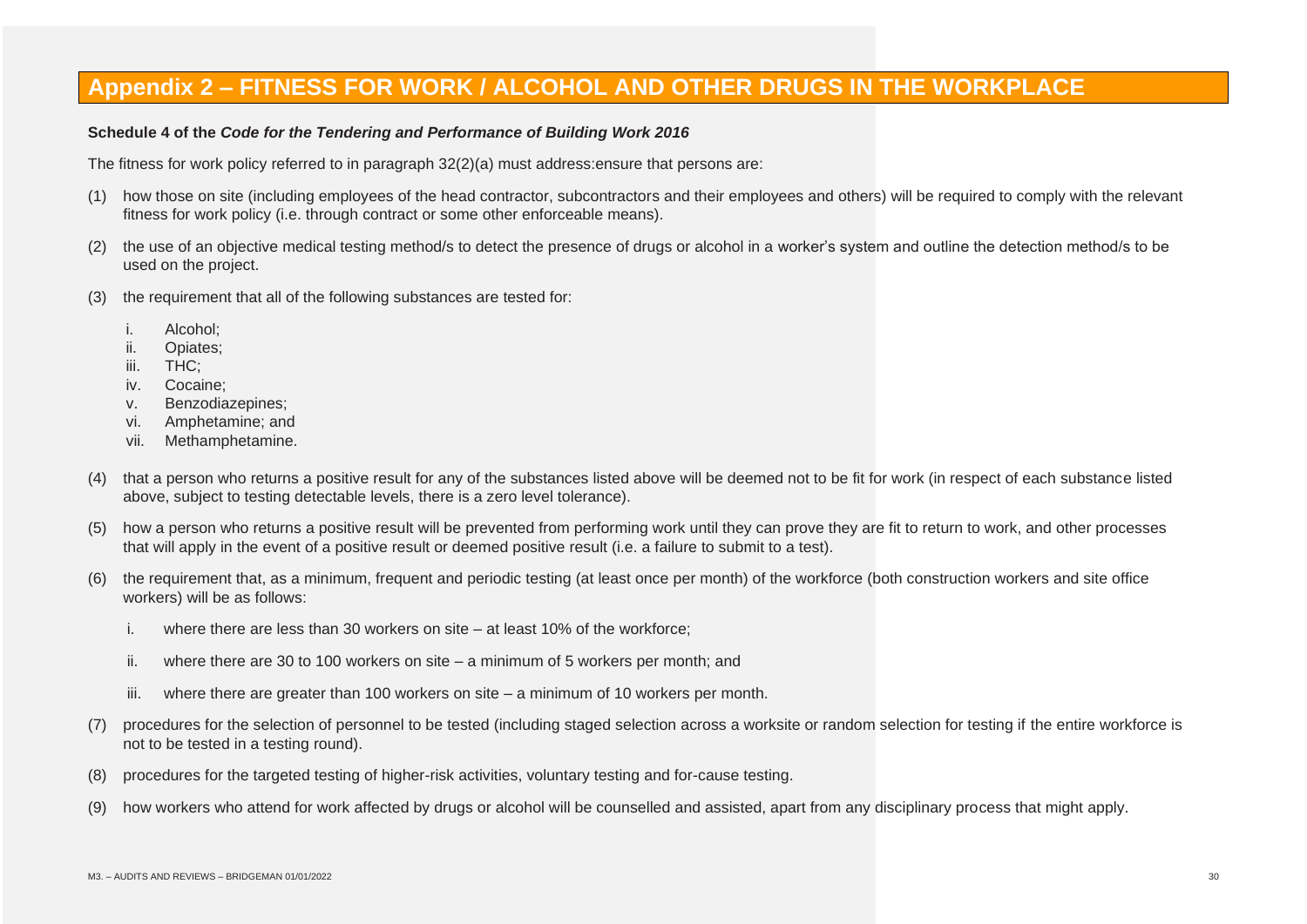# Appendix 2 – FITNESS FOR WORK / ALCOHOL AND OTHER DRUGS IN THE WORKPLACE

**Schedule 4 of the *Code for the Tendering and Performance of Building Work 2016***

The fitness for work policy referred to in paragraph 32(2)(a) must address:ensure that persons are:

(1) how those on site (including employees of the head contractor, subcontractors and their employees and others) will be required to comply with the relevant fitness for work policy (i.e. through contract or some other enforceable means).

(2) the use of an objective medical testing method/s to detect the presence of drugs or alcohol in a worker's system and outline the detection method/s to be used on the project.

(3) the requirement that all of the following substances are tested for:

  i. Alcohol;
  ii. Opiates;
  iii. THC;
  iv. Cocaine;
  v. Benzodiazepines;
  vi. Amphetamine; and
  vii. Methamphetamine.

(4) that a person who returns a positive result for any of the substances listed above will be deemed not to be fit for work (in respect of each substance listed above, subject to testing detectable levels, there is a zero level tolerance).

(5) how a person who returns a positive result will be prevented from performing work until they can prove they are fit to return to work, and other processes that will apply in the event of a positive result or deemed positive result (i.e. a failure to submit to a test).

(6) the requirement that, as a minimum, frequent and periodic testing (at least once per month) of the workforce (both construction workers and site office workers) will be as follows:

  i. where there are less than 30 workers on site – at least 10% of the workforce;

  ii. where there are 30 to 100 workers on site – a minimum of 5 workers per month; and

  iii. where there are greater than 100 workers on site – a minimum of 10 workers per month.

(7) procedures for the selection of personnel to be tested (including staged selection across a worksite or random selection for testing if the entire workforce is not to be tested in a testing round).

(8) procedures for the targeted testing of higher-risk activities, voluntary testing and for-cause testing.

(9) how workers who attend for work affected by drugs or alcohol will be counselled and assisted, apart from any disciplinary process that might apply.